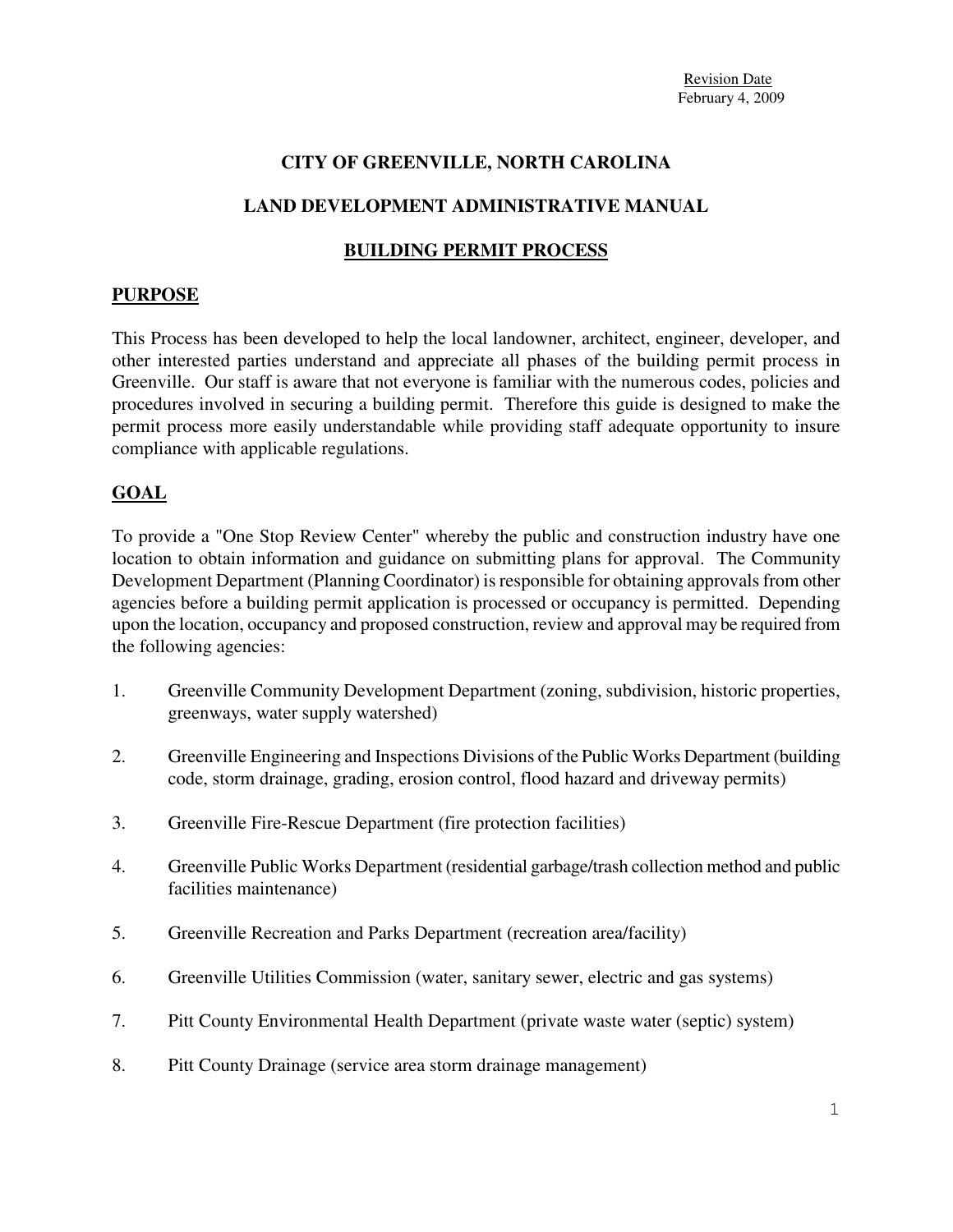Revision Date
February 4, 2009

# CITY OF GREENVILLE, NORTH CAROLINA

# LAND DEVELOPMENT ADMINISTRATIVE MANUAL

## BUILDING PERMIT PROCESS

### PURPOSE

This Process has been developed to help the local landowner, architect, engineer, developer, and other interested parties understand and appreciate all phases of the building permit process in Greenville. Our staff is aware that not everyone is familiar with the numerous codes, policies and procedures involved in securing a building permit. Therefore this guide is designed to make the permit process more easily understandable while providing staff adequate opportunity to insure compliance with applicable regulations.

### GOAL

To provide a "One Stop Review Center" whereby the public and construction industry have one location to obtain information and guidance on submitting plans for approval. The Community Development Department (Planning Coordinator) is responsible for obtaining approvals from other agencies before a building permit application is processed or occupancy is permitted. Depending upon the location, occupancy and proposed construction, review and approval may be required from the following agencies:

1. Greenville Community Development Department (zoning, subdivision, historic properties, greenways, water supply watershed)
2. Greenville Engineering and Inspections Divisions of the Public Works Department (building code, storm drainage, grading, erosion control, flood hazard and driveway permits)
3. Greenville Fire-Rescue Department (fire protection facilities)
4. Greenville Public Works Department (residential garbage/trash collection method and public facilities maintenance)
5. Greenville Recreation and Parks Department (recreation area/facility)
6. Greenville Utilities Commission (water, sanitary sewer, electric and gas systems)
7. Pitt County Environmental Health Department (private waste water (septic) system)
8. Pitt County Drainage (service area storm drainage management)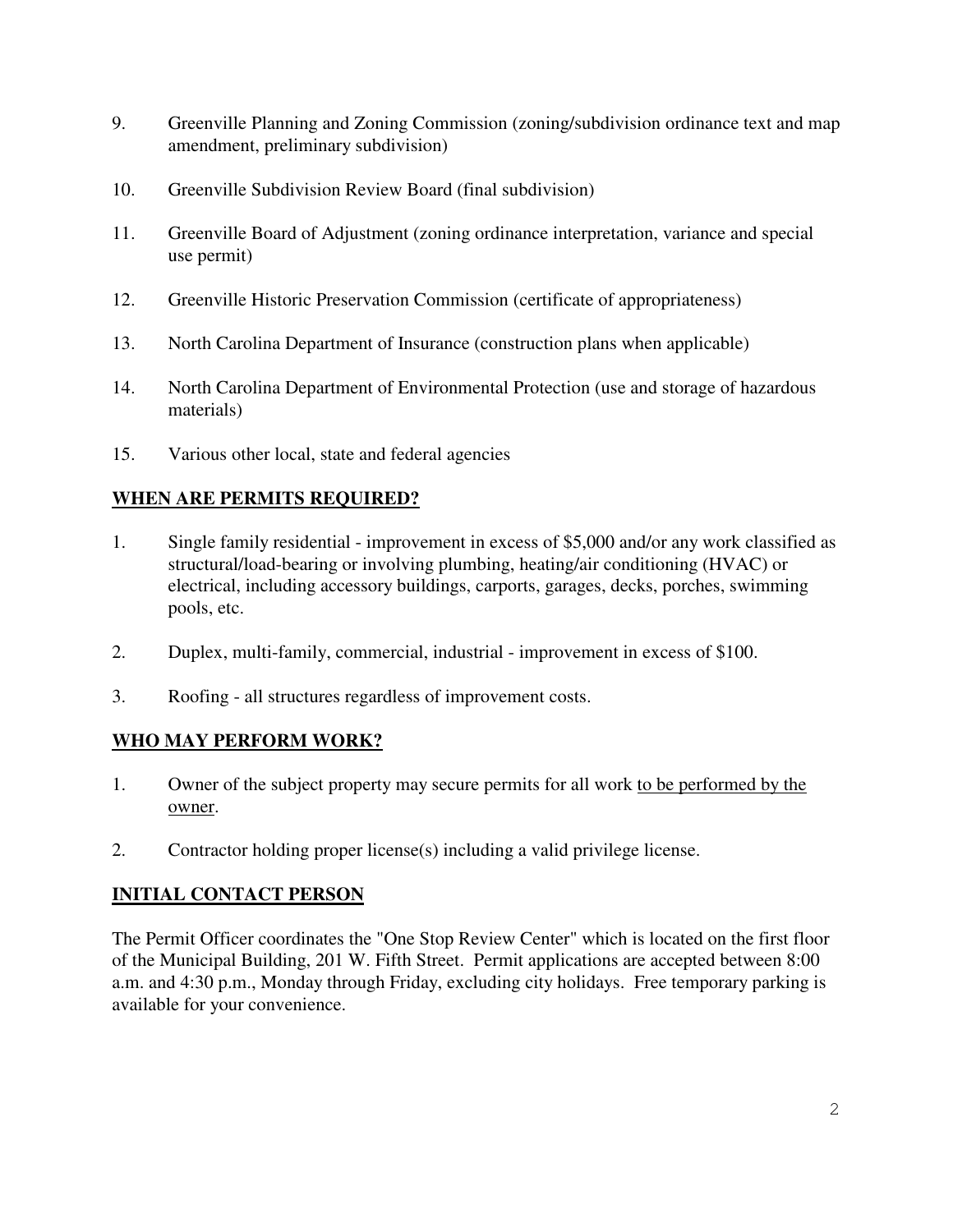9. Greenville Planning and Zoning Commission (zoning/subdivision ordinance text and map amendment, preliminary subdivision)

10. Greenville Subdivision Review Board (final subdivision)

11. Greenville Board of Adjustment (zoning ordinance interpretation, variance and special use permit)

12. Greenville Historic Preservation Commission (certificate of appropriateness)

13. North Carolina Department of Insurance (construction plans when applicable)

14. North Carolina Department of Environmental Protection (use and storage of hazardous materials)

15. Various other local, state and federal agencies

## WHEN ARE PERMITS REQUIRED?

1. Single family residential - improvement in excess of $5,000 and/or any work classified as structural/load-bearing or involving plumbing, heating/air conditioning (HVAC) or electrical, including accessory buildings, carports, garages, decks, porches, swimming pools, etc.

2. Duplex, multi-family, commercial, industrial - improvement in excess of $100.

3. Roofing - all structures regardless of improvement costs.

## WHO MAY PERFORM WORK?

1. Owner of the subject property may secure permits for all work <u>to be performed by the owner</u>.

2. Contractor holding proper license(s) including a valid privilege license.

## INITIAL CONTACT PERSON

The Permit Officer coordinates the "One Stop Review Center" which is located on the first floor of the Municipal Building, 201 W. Fifth Street. Permit applications are accepted between 8:00 a.m. and 4:30 p.m., Monday through Friday, excluding city holidays. Free temporary parking is available for your convenience.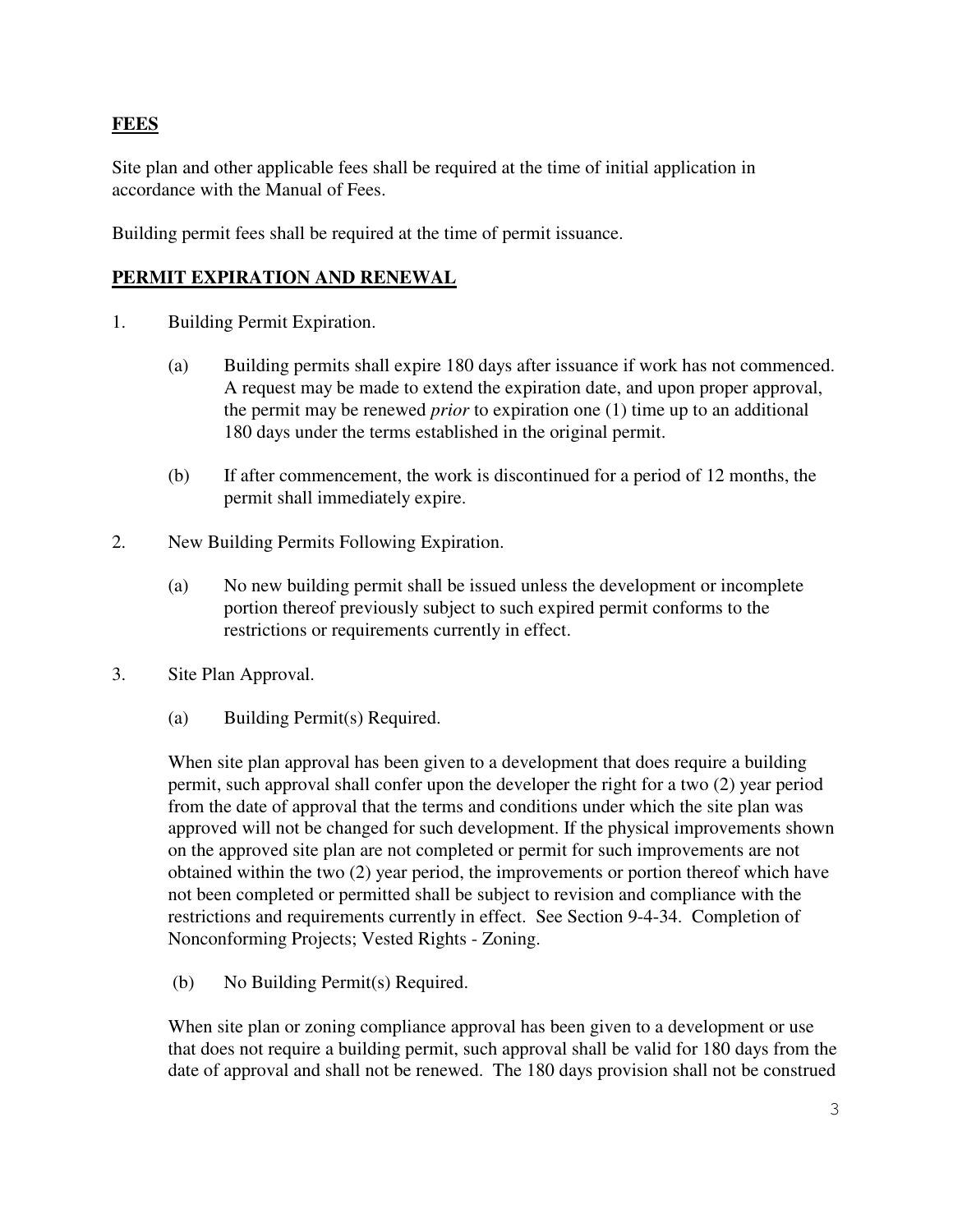## **FEES**

Site plan and other applicable fees shall be required at the time of initial application in accordance with the Manual of Fees.

Building permit fees shall be required at the time of permit issuance.

## **PERMIT EXPIRATION AND RENEWAL**

1. Building Permit Expiration.

   (a) Building permits shall expire 180 days after issuance if work has not commenced. A request may be made to extend the expiration date, and upon proper approval, the permit may be renewed *prior* to expiration one (1) time up to an additional 180 days under the terms established in the original permit.

   (b) If after commencement, the work is discontinued for a period of 12 months, the permit shall immediately expire.

2. New Building Permits Following Expiration.

   (a) No new building permit shall be issued unless the development or incomplete portion thereof previously subject to such expired permit conforms to the restrictions or requirements currently in effect.

3. Site Plan Approval.

   (a) Building Permit(s) Required.

   When site plan approval has been given to a development that does require a building permit, such approval shall confer upon the developer the right for a two (2) year period from the date of approval that the terms and conditions under which the site plan was approved will not be changed for such development. If the physical improvements shown on the approved site plan are not completed or permit for such improvements are not obtained within the two (2) year period, the improvements or portion thereof which have not been completed or permitted shall be subject to revision and compliance with the restrictions and requirements currently in effect. See Section 9-4-34. Completion of Nonconforming Projects; Vested Rights - Zoning.

   (b) No Building Permit(s) Required.

   When site plan or zoning compliance approval has been given to a development or use that does not require a building permit, such approval shall be valid for 180 days from the date of approval and shall not be renewed. The 180 days provision shall not be construed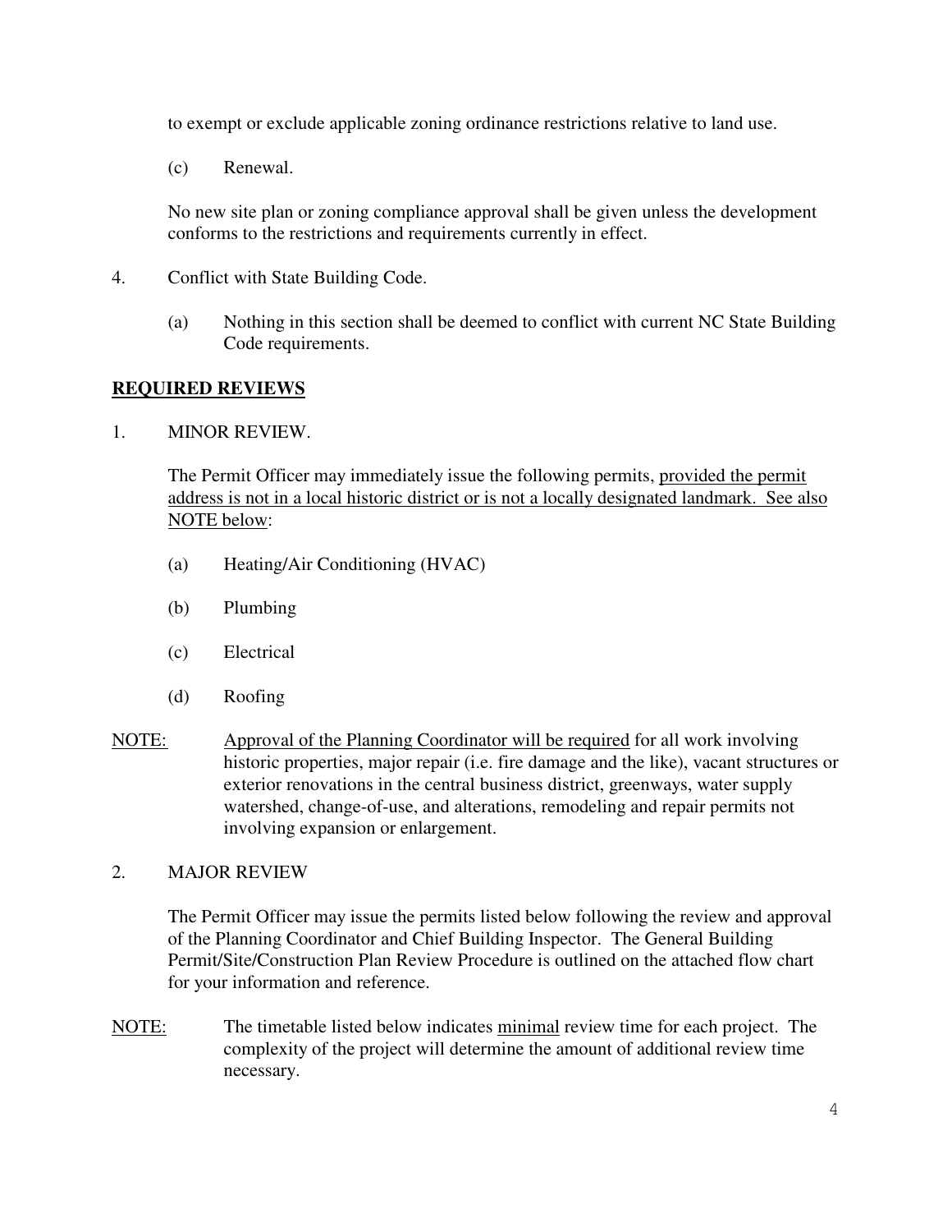to exempt or exclude applicable zoning ordinance restrictions relative to land use.

(c) Renewal.

No new site plan or zoning compliance approval shall be given unless the development conforms to the restrictions and requirements currently in effect.

4. Conflict with State Building Code.

   (a) Nothing in this section shall be deemed to conflict with current NC State Building Code requirements.

## REQUIRED REVIEWS

1. MINOR REVIEW.

   The Permit Officer may immediately issue the following permits, provided the permit address is not in a local historic district or is not a locally designated landmark. See also NOTE below:

   (a) Heating/Air Conditioning (HVAC)

   (b) Plumbing

   (c) Electrical

   (d) Roofing

NOTE: Approval of the Planning Coordinator will be required for all work involving historic properties, major repair (i.e. fire damage and the like), vacant structures or exterior renovations in the central business district, greenways, water supply watershed, change-of-use, and alterations, remodeling and repair permits not involving expansion or enlargement.

2. MAJOR REVIEW

   The Permit Officer may issue the permits listed below following the review and approval of the Planning Coordinator and Chief Building Inspector. The General Building Permit/Site/Construction Plan Review Procedure is outlined on the attached flow chart for your information and reference.

NOTE: The timetable listed below indicates minimal review time for each project. The complexity of the project will determine the amount of additional review time necessary.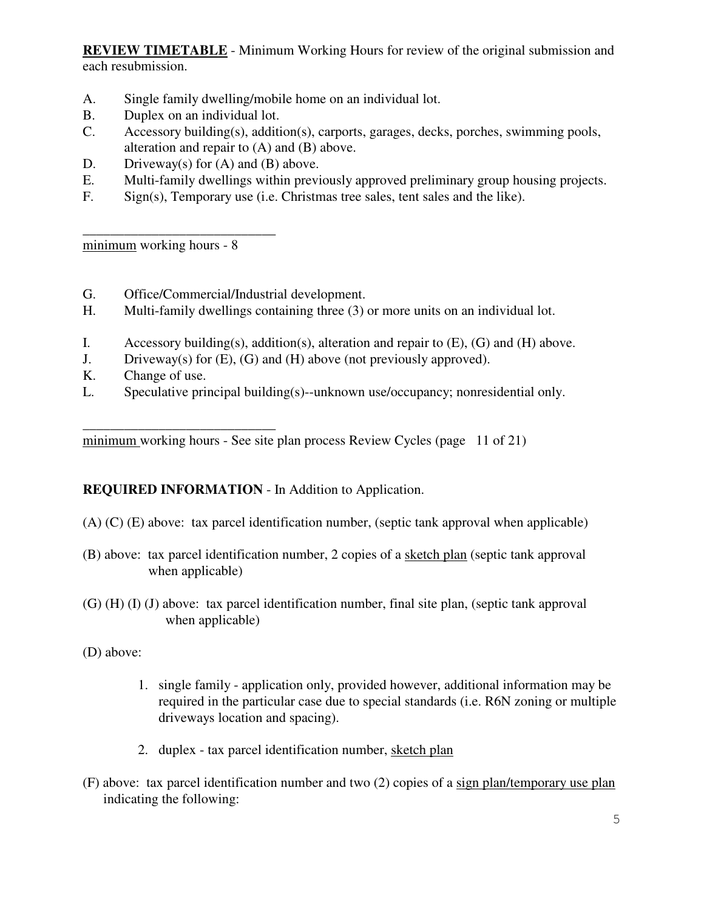**<u>REVIEW TIMETABLE</u>** - Minimum Working Hours for review of the original submission and each resubmission.

A. Single family dwelling/mobile home on an individual lot.
B. Duplex on an individual lot.
C. Accessory building(s), addition(s), carports, garages, decks, porches, swimming pools, alteration and repair to (A) and (B) above.
D. Driveway(s) for (A) and (B) above.
E. Multi-family dwellings within previously approved preliminary group housing projects.
F. Sign(s), Temporary use (i.e. Christmas tree sales, tent sales and the like).

___________________________

<u>minimum</u> working hours - 8

G. Office/Commercial/Industrial development.
H. Multi-family dwellings containing three (3) or more units on an individual lot.

I. Accessory building(s), addition(s), alteration and repair to (E), (G) and (H) above.
J. Driveway(s) for (E), (G) and (H) above (not previously approved).
K. Change of use.
L. Speculative principal building(s)--unknown use/occupancy; nonresidential only.

___________________________

<u>minimum</u> working hours - See site plan process Review Cycles (page 11 of 21)

**REQUIRED INFORMATION** - In Addition to Application.

(A) (C) (E) above: tax parcel identification number, (septic tank approval when applicable)

(B) above: tax parcel identification number, 2 copies of a <u>sketch plan</u> (septic tank approval when applicable)

(G) (H) (I) (J) above: tax parcel identification number, final site plan, (septic tank approval when applicable)

(D) above:

1. single family - application only, provided however, additional information may be required in the particular case due to special standards (i.e. R6N zoning or multiple driveways location and spacing).

2. duplex - tax parcel identification number, <u>sketch plan</u>

(F) above: tax parcel identification number and two (2) copies of a <u>sign plan/temporary use plan</u> indicating the following: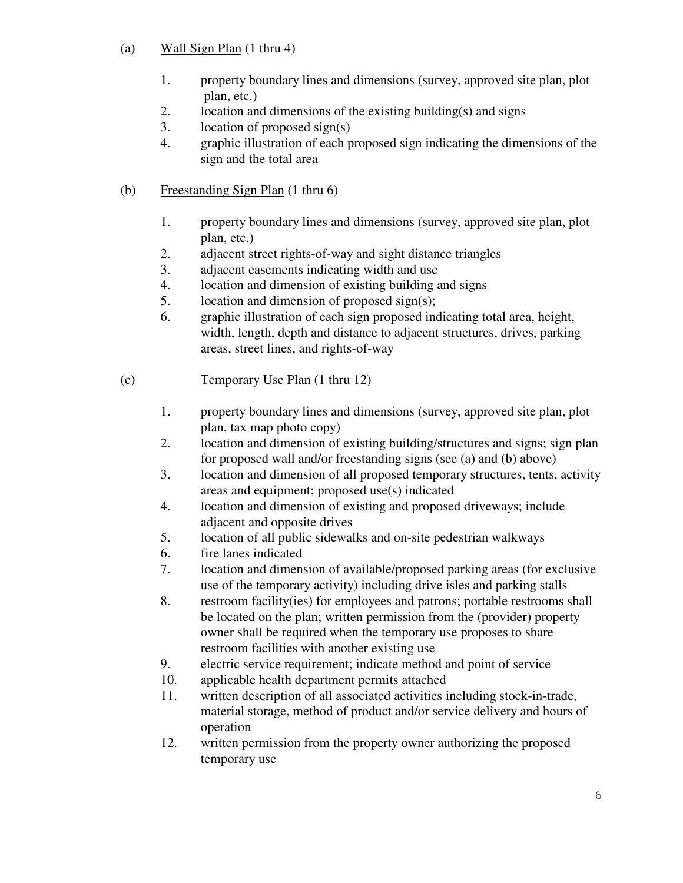(a) Wall Sign Plan (1 thru 4)

1. property boundary lines and dimensions (survey, approved site plan, plot plan, etc.)
2. location and dimensions of the existing building(s) and signs
3. location of proposed sign(s)
4. graphic illustration of each proposed sign indicating the dimensions of the sign and the total area

(b) Freestanding Sign Plan (1 thru 6)

1. property boundary lines and dimensions (survey, approved site plan, plot plan, etc.)
2. adjacent street rights-of-way and sight distance triangles
3. adjacent easements indicating width and use
4. location and dimension of existing building and signs
5. location and dimension of proposed sign(s);
6. graphic illustration of each sign proposed indicating total area, height, width, length, depth and distance to adjacent structures, drives, parking areas, street lines, and rights-of-way

(c) Temporary Use Plan (1 thru 12)

1. property boundary lines and dimensions (survey, approved site plan, plot plan, tax map photo copy)
2. location and dimension of existing building/structures and signs; sign plan for proposed wall and/or freestanding signs (see (a) and (b) above)
3. location and dimension of all proposed temporary structures, tents, activity areas and equipment; proposed use(s) indicated
4. location and dimension of existing and proposed driveways; include adjacent and opposite drives
5. location of all public sidewalks and on-site pedestrian walkways
6. fire lanes indicated
7. location and dimension of available/proposed parking areas (for exclusive use of the temporary activity) including drive isles and parking stalls
8. restroom facility(ies) for employees and patrons; portable restrooms shall be located on the plan; written permission from the (provider) property owner shall be required when the temporary use proposes to share restroom facilities with another existing use
9. electric service requirement; indicate method and point of service
10. applicable health department permits attached
11. written description of all associated activities including stock-in-trade, material storage, method of product and/or service delivery and hours of operation
12. written permission from the property owner authorizing the proposed temporary use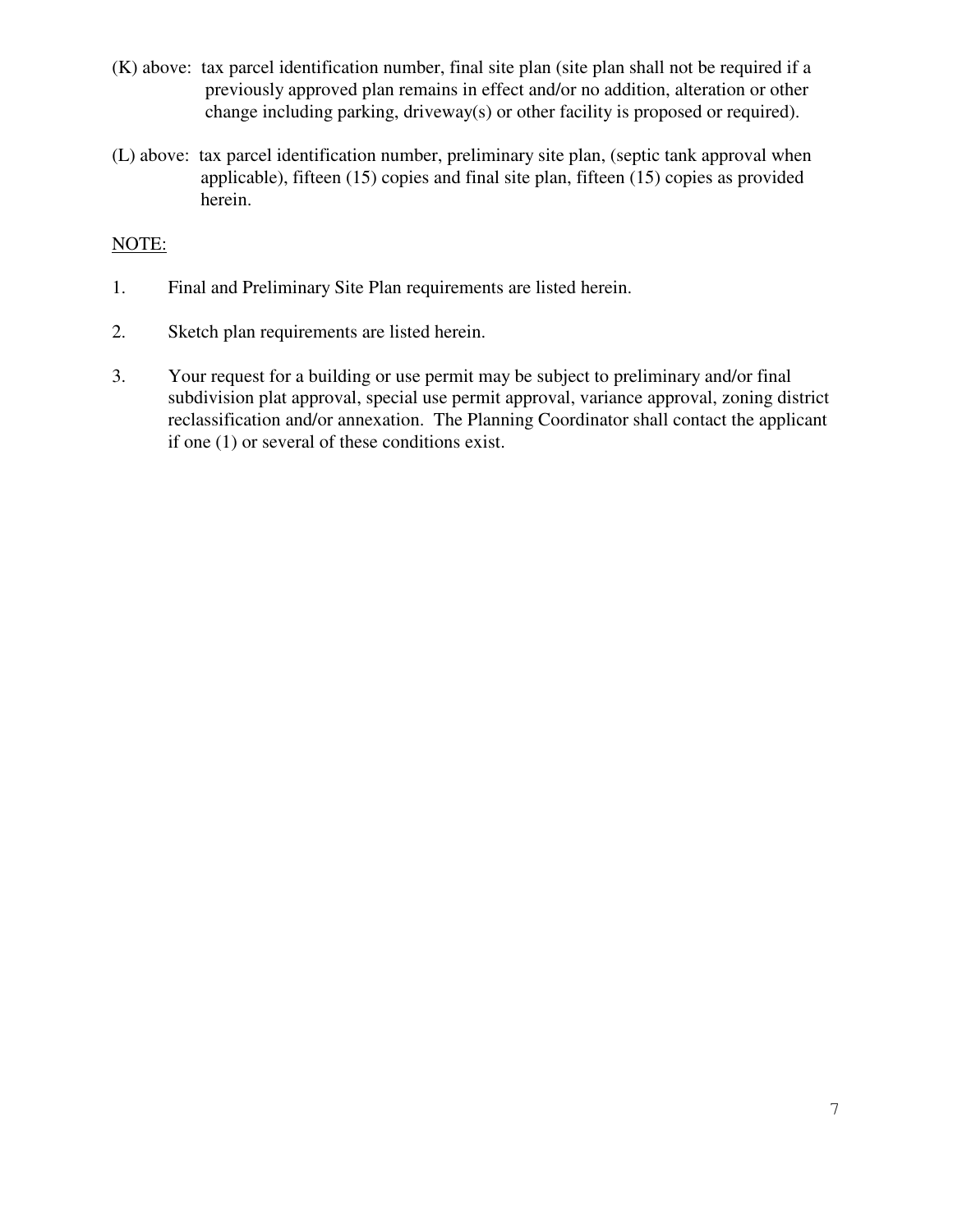(K) above: tax parcel identification number, final site plan (site plan shall not be required if a previously approved plan remains in effect and/or no addition, alteration or other change including parking, driveway(s) or other facility is proposed or required).

(L) above: tax parcel identification number, preliminary site plan, (septic tank approval when applicable), fifteen (15) copies and final site plan, fifteen (15) copies as provided herein.

<u>NOTE:</u>

1. Final and Preliminary Site Plan requirements are listed herein.

2. Sketch plan requirements are listed herein.

3. Your request for a building or use permit may be subject to preliminary and/or final subdivision plat approval, special use permit approval, variance approval, zoning district reclassification and/or annexation. The Planning Coordinator shall contact the applicant if one (1) or several of these conditions exist.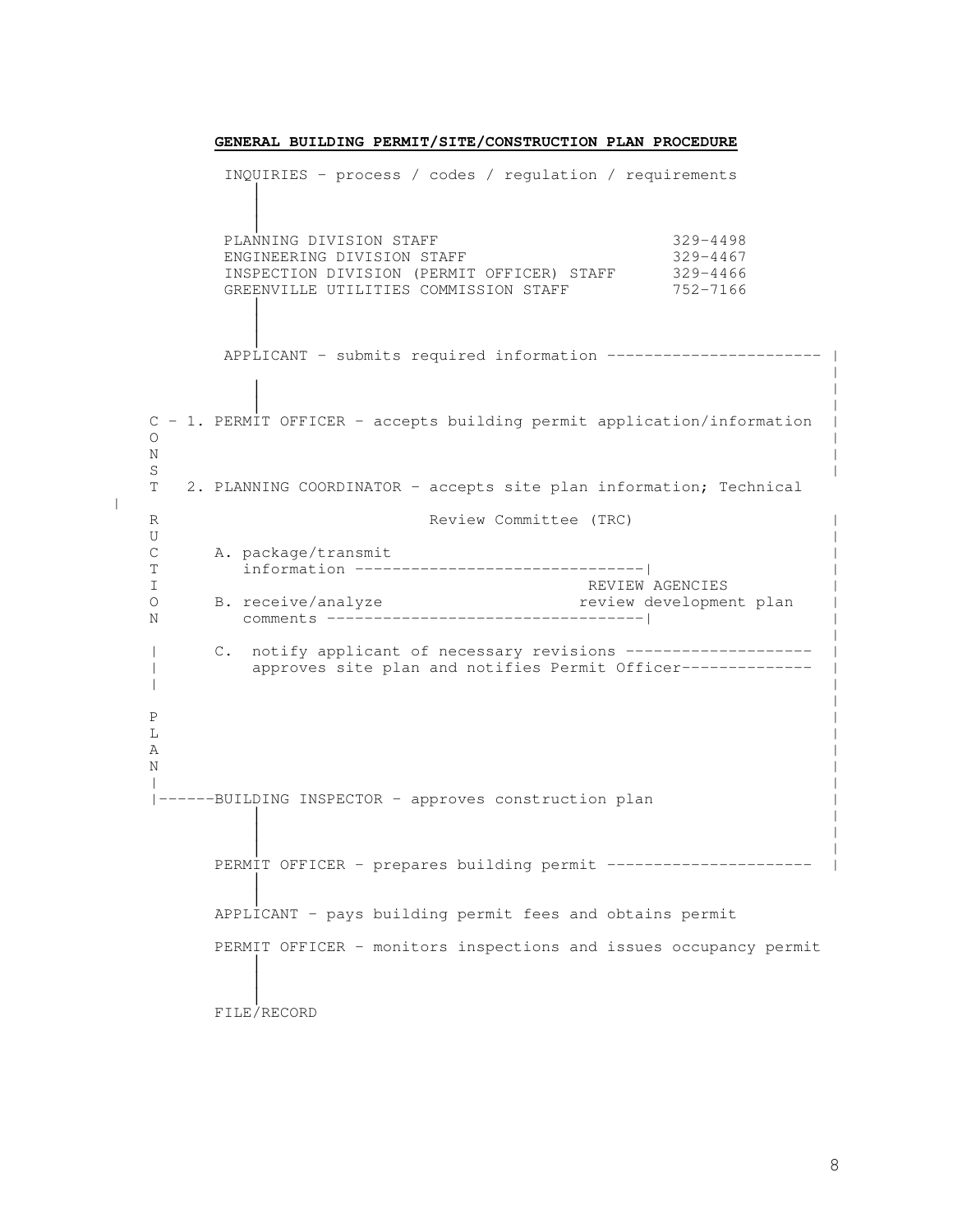**GENERAL BUILDING PERMIT/SITE/CONSTRUCTION PLAN PROCEDURE**

```
         INQUIRIES - process / codes / regulation / requirements
             |
             |
             |
         PLANNING DIVISION STAFF                              329-4498
         ENGINEERING DIVISION STAFF                           329-4467
         INSPECTION DIVISION (PERMIT OFFICER) STAFF           329-4466
         GREENVILLE UTILITIES COMMISSION STAFF                752-7166
             |
             |
             |
         APPLICANT - submits required information ----------------------- |
             |                                                            |
             |                                                            |
             |                                                            |
 C - 1. PERMIT OFFICER - accepts building permit application/information  |
 O                                                                        |
 N                                                                        |
 S                                                                        |
 T   2. PLANNING COORDINATOR - accepts site plan information; Technical   |
 R                         Review Committee (TRC)                         |
 U                                                                        |
 C      A. package/transmit                                               |
 T         information ------------------------------|                    |
 I                                            REVIEW AGENCIES             |
 O      B. receive/analyze                   review development plan      |
 N         comments ---------------------------------|                    |
                                                                          |
 |      C.  notify applicant of necessary revisions --------------------  |
 |          approves site plan and notifies Permit Officer--------------  |
 |                                                                        |
                                                                          |
 P                                                                        |
 L                                                                        |
 A                                                                        |
 N                                                                        |
 |                                                                        |
 |------BUILDING INSPECTOR - approves construction plan                   |
            |                                                             |
            |                                                             |
            |                                                             |
        PERMIT OFFICER - prepares building permit ----------------------  |
            |
            |
        APPLICANT - pays building permit fees and obtains permit

        PERMIT OFFICER - monitors inspections and issues occupancy permit
            |
            |
            |
        FILE/RECORD
```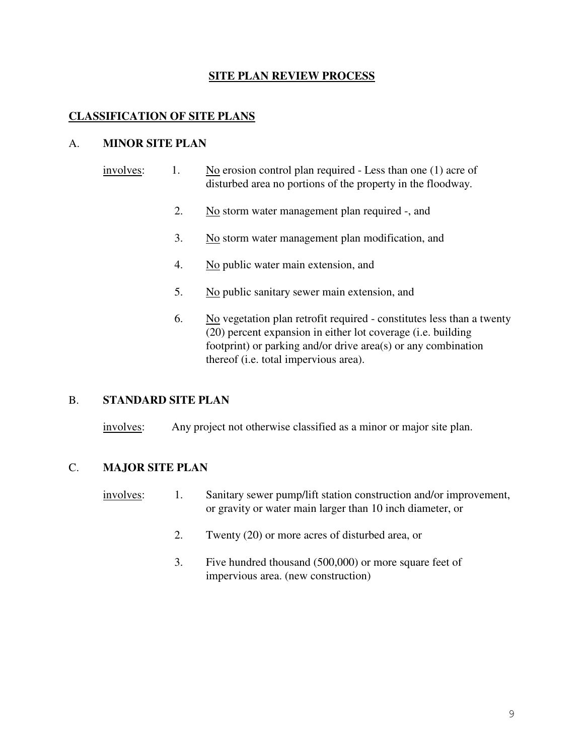# SITE PLAN REVIEW PROCESS

## CLASSIFICATION OF SITE PLANS

### A. MINOR SITE PLAN

involves:

1. No erosion control plan required - Less than one (1) acre of disturbed area no portions of the property in the floodway.
2. No storm water management plan required -, and
3. No storm water management plan modification, and
4. No public water main extension, and
5. No public sanitary sewer main extension, and
6. No vegetation plan retrofit required - constitutes less than a twenty (20) percent expansion in either lot coverage (i.e. building footprint) or parking and/or drive area(s) or any combination thereof (i.e. total impervious area).

### B. STANDARD SITE PLAN

involves: Any project not otherwise classified as a minor or major site plan.

### C. MAJOR SITE PLAN

involves:

1. Sanitary sewer pump/lift station construction and/or improvement, or gravity or water main larger than 10 inch diameter, or
2. Twenty (20) or more acres of disturbed area, or
3. Five hundred thousand (500,000) or more square feet of impervious area. (new construction)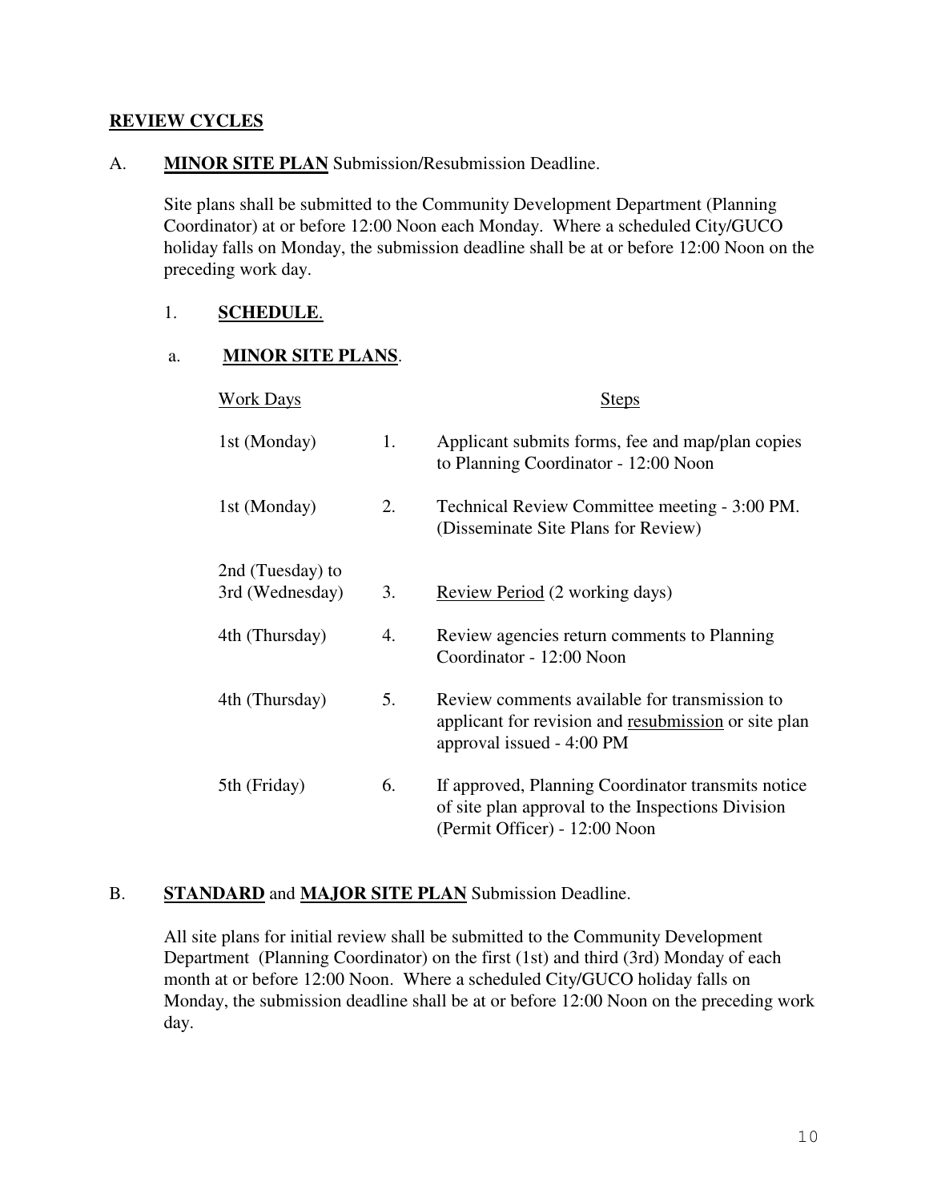## REVIEW CYCLES

A. **MINOR SITE PLAN** Submission/Resubmission Deadline.

Site plans shall be submitted to the Community Development Department (Planning Coordinator) at or before 12:00 Noon each Monday. Where a scheduled City/GUCO holiday falls on Monday, the submission deadline shall be at or before 12:00 Noon on the preceding work day.

1. **SCHEDULE**.

a. **MINOR SITE PLANS**.

| Work Days | | Steps |
|---|---|---|
| 1st (Monday) | 1. | Applicant submits forms, fee and map/plan copies to Planning Coordinator - 12:00 Noon |
| 1st (Monday) | 2. | Technical Review Committee meeting - 3:00 PM. (Disseminate Site Plans for Review) |
| 2nd (Tuesday) to 3rd (Wednesday) | 3. | Review Period (2 working days) |
| 4th (Thursday) | 4. | Review agencies return comments to Planning Coordinator - 12:00 Noon |
| 4th (Thursday) | 5. | Review comments available for transmission to applicant for revision and resubmission or site plan approval issued - 4:00 PM |
| 5th (Friday) | 6. | If approved, Planning Coordinator transmits notice of site plan approval to the Inspections Division (Permit Officer) - 12:00 Noon |

B. **STANDARD** and **MAJOR SITE PLAN** Submission Deadline.

All site plans for initial review shall be submitted to the Community Development Department (Planning Coordinator) on the first (1st) and third (3rd) Monday of each month at or before 12:00 Noon. Where a scheduled City/GUCO holiday falls on Monday, the submission deadline shall be at or before 12:00 Noon on the preceding work day.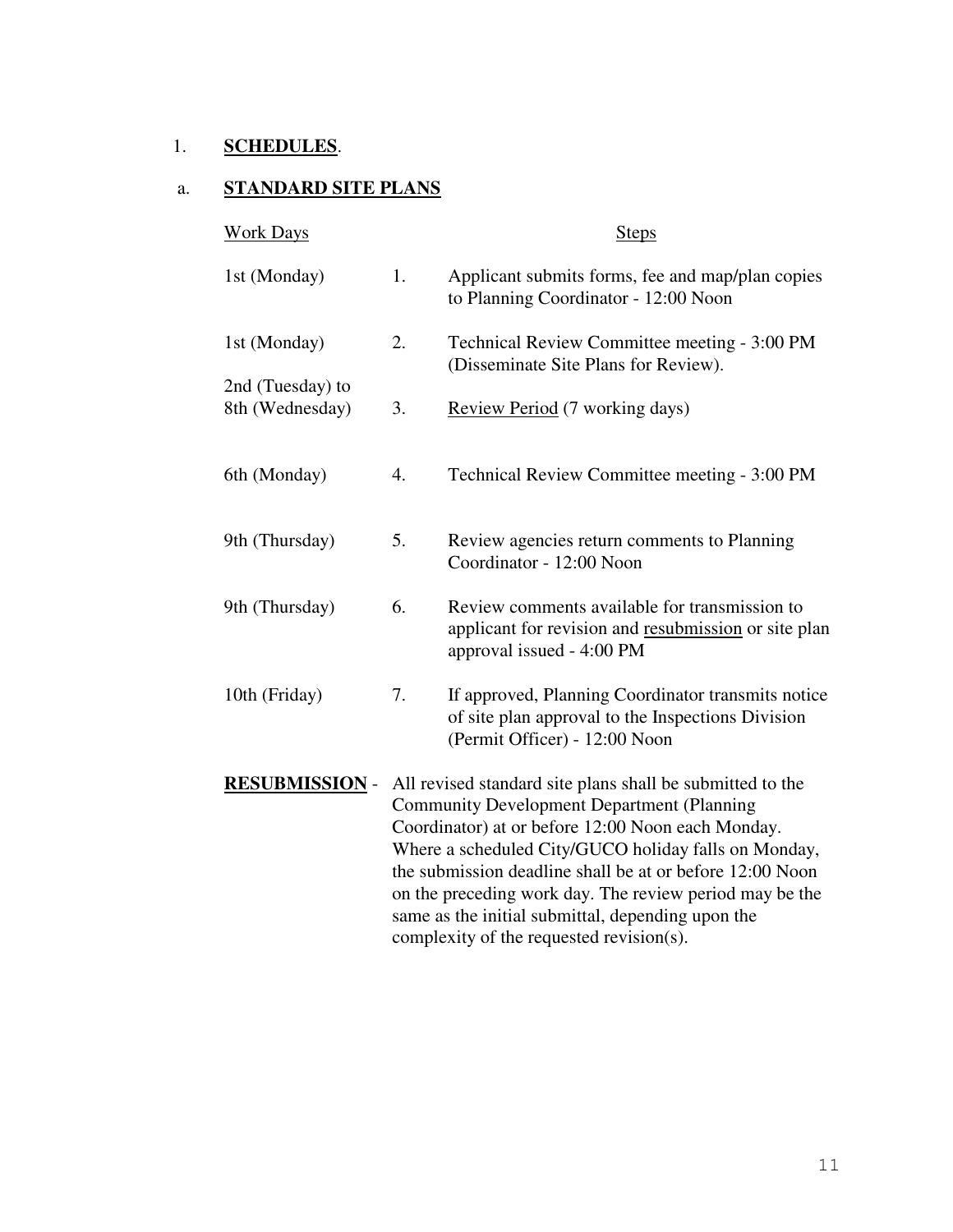1. **SCHEDULES**.

a. **STANDARD SITE PLANS**

| Work Days | | Steps |
|---|---|---|
| 1st (Monday) | 1. | Applicant submits forms, fee and map/plan copies to Planning Coordinator - 12:00 Noon |
| 1st (Monday) | 2. | Technical Review Committee meeting - 3:00 PM (Disseminate Site Plans for Review). |
| 2nd (Tuesday) to 8th (Wednesday) | 3. | Review Period (7 working days) |
| 6th (Monday) | 4. | Technical Review Committee meeting - 3:00 PM |
| 9th (Thursday) | 5. | Review agencies return comments to Planning Coordinator - 12:00 Noon |
| 9th (Thursday) | 6. | Review comments available for transmission to applicant for revision and resubmission or site plan approval issued - 4:00 PM |
| 10th (Friday) | 7. | If approved, Planning Coordinator transmits notice of site plan approval to the Inspections Division (Permit Officer) - 12:00 Noon |

**RESUBMISSION** - All revised standard site plans shall be submitted to the Community Development Department (Planning Coordinator) at or before 12:00 Noon each Monday. Where a scheduled City/GUCO holiday falls on Monday, the submission deadline shall be at or before 12:00 Noon on the preceding work day. The review period may be the same as the initial submittal, depending upon the complexity of the requested revision(s).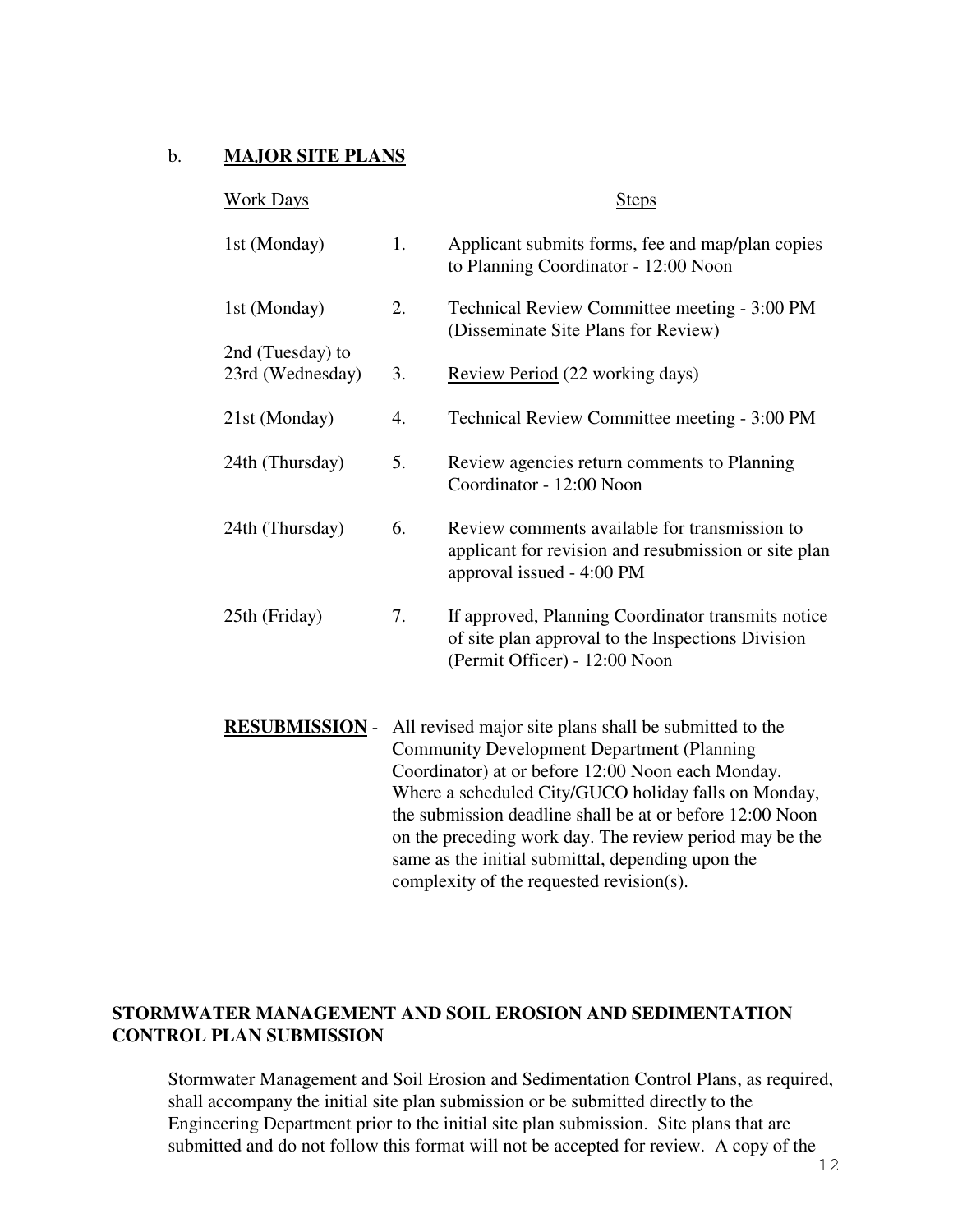b. **MAJOR SITE PLANS**

| Work Days | | Steps |
|---|---|---|
| 1st (Monday) | 1. | Applicant submits forms, fee and map/plan copies to Planning Coordinator - 12:00 Noon |
| 1st (Monday) | 2. | Technical Review Committee meeting - 3:00 PM (Disseminate Site Plans for Review) |
| 2nd (Tuesday) to 23rd (Wednesday) | 3. | Review Period (22 working days) |
| 21st (Monday) | 4. | Technical Review Committee meeting - 3:00 PM |
| 24th (Thursday) | 5. | Review agencies return comments to Planning Coordinator - 12:00 Noon |
| 24th (Thursday) | 6. | Review comments available for transmission to applicant for revision and resubmission or site plan approval issued - 4:00 PM |
| 25th (Friday) | 7. | If approved, Planning Coordinator transmits notice of site plan approval to the Inspections Division (Permit Officer) - 12:00 Noon |

**RESUBMISSION** - All revised major site plans shall be submitted to the Community Development Department (Planning Coordinator) at or before 12:00 Noon each Monday. Where a scheduled City/GUCO holiday falls on Monday, the submission deadline shall be at or before 12:00 Noon on the preceding work day. The review period may be the same as the initial submittal, depending upon the complexity of the requested revision(s).

## STORMWATER MANAGEMENT AND SOIL EROSION AND SEDIMENTATION CONTROL PLAN SUBMISSION

Stormwater Management and Soil Erosion and Sedimentation Control Plans, as required, shall accompany the initial site plan submission or be submitted directly to the Engineering Department prior to the initial site plan submission. Site plans that are submitted and do not follow this format will not be accepted for review. A copy of the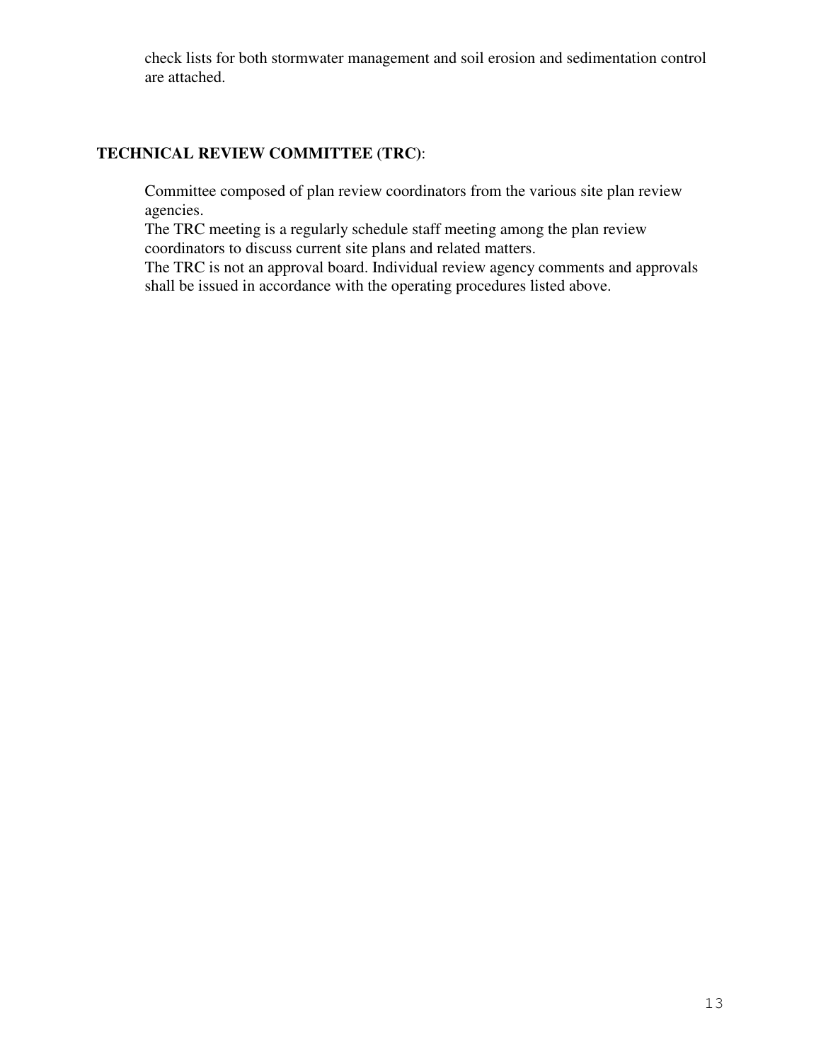check lists for both stormwater management and soil erosion and sedimentation control are attached.

**TECHNICAL REVIEW COMMITTEE (TRC)**:

Committee composed of plan review coordinators from the various site plan review agencies.

The TRC meeting is a regularly schedule staff meeting among the plan review coordinators to discuss current site plans and related matters.

The TRC is not an approval board. Individual review agency comments and approvals shall be issued in accordance with the operating procedures listed above.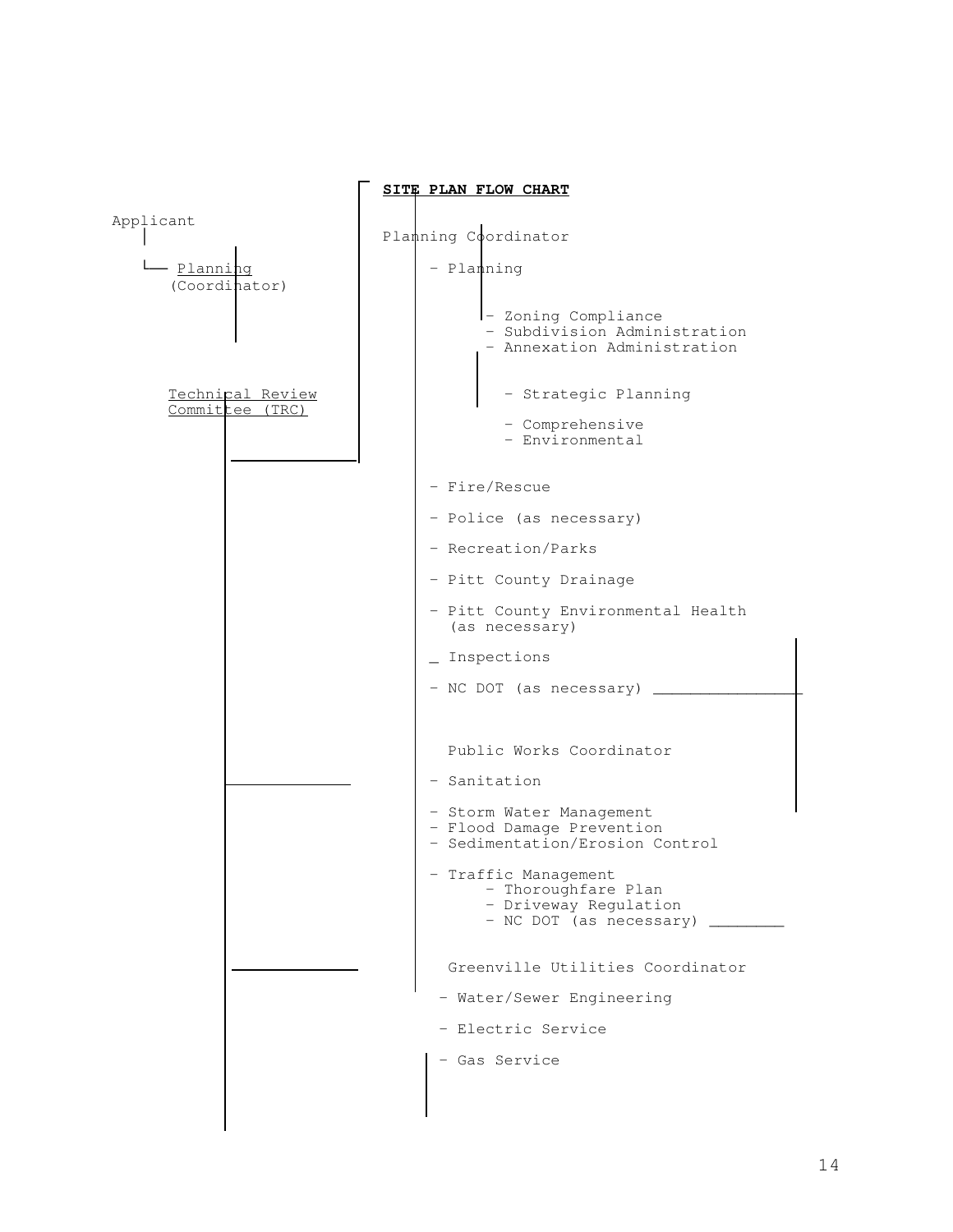**SITE PLAN FLOW CHART**

Applicant

- Planning (Coordinator)

Technical Review Committee (TRC)

Planning Coordinator

- Planning
  - Zoning Compliance
  - Subdivision Administration
  - Annexation Administration
    - Strategic Planning
    - Comprehensive
    - Environmental
- Fire/Rescue
- Police (as necessary)
- Recreation/Parks
- Pitt County Drainage
- Pitt County Environmental Health (as necessary)
- Inspections
- NC DOT (as necessary)

Public Works Coordinator

- Sanitation
- Storm Water Management
- Flood Damage Prevention
- Sedimentation/Erosion Control
- Traffic Management
  - Thoroughfare Plan
  - Driveway Regulation
  - NC DOT (as necessary)

Greenville Utilities Coordinator

- Water/Sewer Engineering
- Electric Service
- Gas Service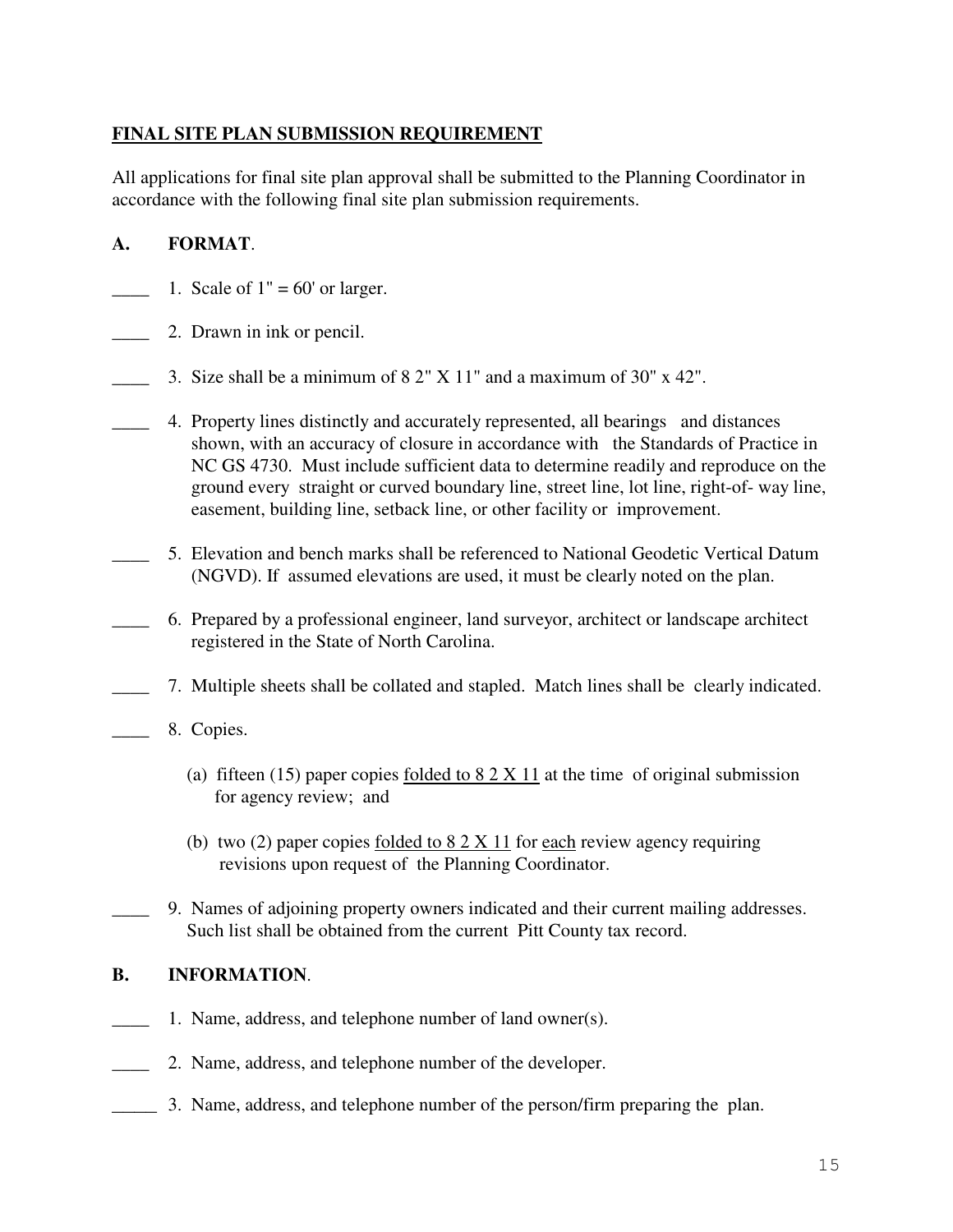**FINAL SITE PLAN SUBMISSION REQUIREMENT**

All applications for final site plan approval shall be submitted to the Planning Coordinator in accordance with the following final site plan submission requirements.

**A. FORMAT**.

____ 1. Scale of 1" = 60' or larger.

____ 2. Drawn in ink or pencil.

____ 3. Size shall be a minimum of 8 2" X 11" and a maximum of 30" x 42".

____ 4. Property lines distinctly and accurately represented, all bearings and distances shown, with an accuracy of closure in accordance with the Standards of Practice in NC GS 4730. Must include sufficient data to determine readily and reproduce on the ground every straight or curved boundary line, street line, lot line, right-of- way line, easement, building line, setback line, or other facility or improvement.

____ 5. Elevation and bench marks shall be referenced to National Geodetic Vertical Datum (NGVD). If assumed elevations are used, it must be clearly noted on the plan.

____ 6. Prepared by a professional engineer, land surveyor, architect or landscape architect registered in the State of North Carolina.

____ 7. Multiple sheets shall be collated and stapled. Match lines shall be clearly indicated.

____ 8. Copies.

(a) fifteen (15) paper copies <u>folded to 8 2 X 11</u> at the time of original submission for agency review; and

(b) two (2) paper copies <u>folded to 8 2 X 11</u> for <u>each</u> review agency requiring revisions upon request of the Planning Coordinator.

____ 9. Names of adjoining property owners indicated and their current mailing addresses. Such list shall be obtained from the current Pitt County tax record.

**B. INFORMATION**.

____ 1. Name, address, and telephone number of land owner(s).

____ 2. Name, address, and telephone number of the developer.

_____ 3. Name, address, and telephone number of the person/firm preparing the plan.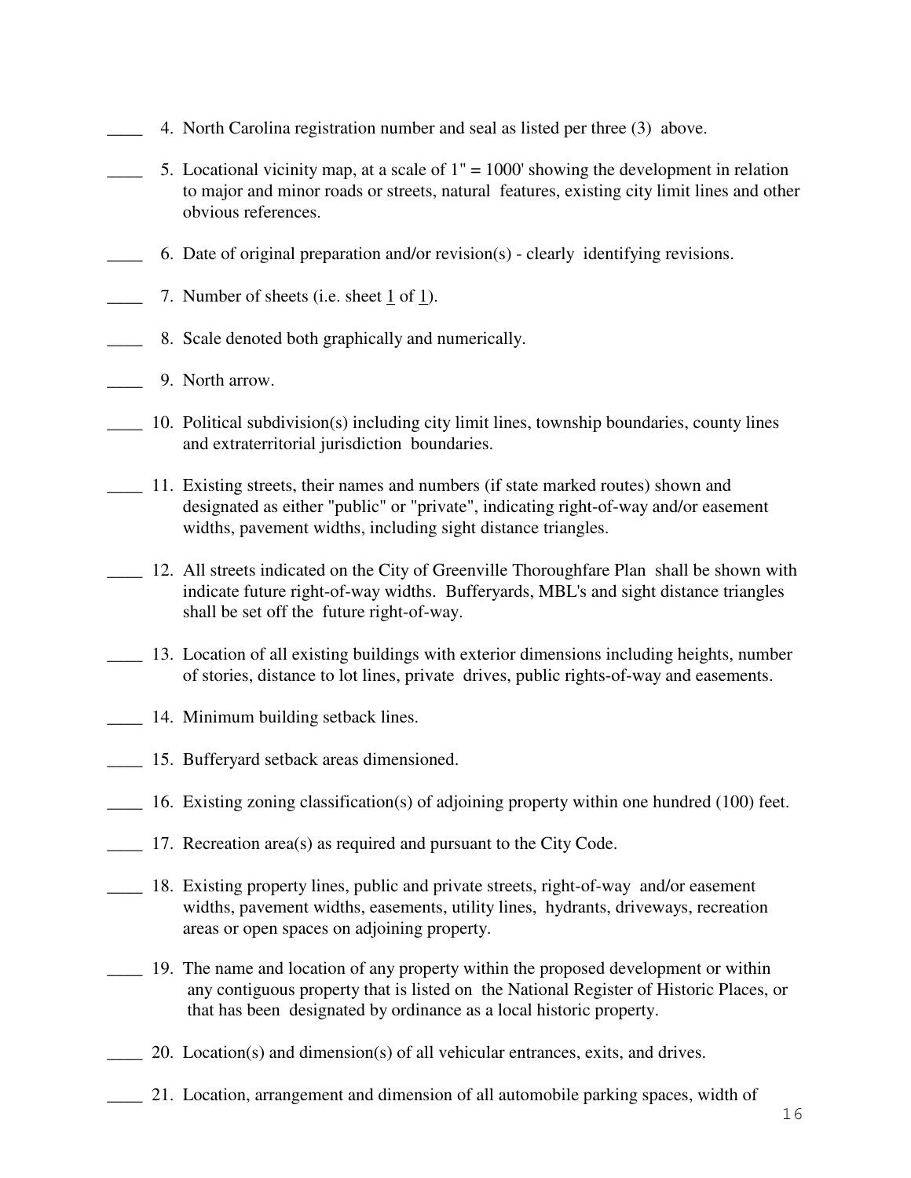____ 4. North Carolina registration number and seal as listed per three (3) above.

____ 5. Locational vicinity map, at a scale of 1" = 1000' showing the development in relation to major and minor roads or streets, natural features, existing city limit lines and other obvious references.

____ 6. Date of original preparation and/or revision(s) - clearly identifying revisions.

____ 7. Number of sheets (i.e. sheet 1 of 1).

____ 8. Scale denoted both graphically and numerically.

____ 9. North arrow.

____ 10. Political subdivision(s) including city limit lines, township boundaries, county lines and extraterritorial jurisdiction boundaries.

____ 11. Existing streets, their names and numbers (if state marked routes) shown and designated as either "public" or "private", indicating right-of-way and/or easement widths, pavement widths, including sight distance triangles.

____ 12. All streets indicated on the City of Greenville Thoroughfare Plan shall be shown with indicate future right-of-way widths. Bufferyards, MBL's and sight distance triangles shall be set off the future right-of-way.

____ 13. Location of all existing buildings with exterior dimensions including heights, number of stories, distance to lot lines, private drives, public rights-of-way and easements.

____ 14. Minimum building setback lines.

____ 15. Bufferyard setback areas dimensioned.

____ 16. Existing zoning classification(s) of adjoining property within one hundred (100) feet.

____ 17. Recreation area(s) as required and pursuant to the City Code.

____ 18. Existing property lines, public and private streets, right-of-way and/or easement widths, pavement widths, easements, utility lines, hydrants, driveways, recreation areas or open spaces on adjoining property.

____ 19. The name and location of any property within the proposed development or within any contiguous property that is listed on the National Register of Historic Places, or that has been designated by ordinance as a local historic property.

____ 20. Location(s) and dimension(s) of all vehicular entrances, exits, and drives.

____ 21. Location, arrangement and dimension of all automobile parking spaces, width of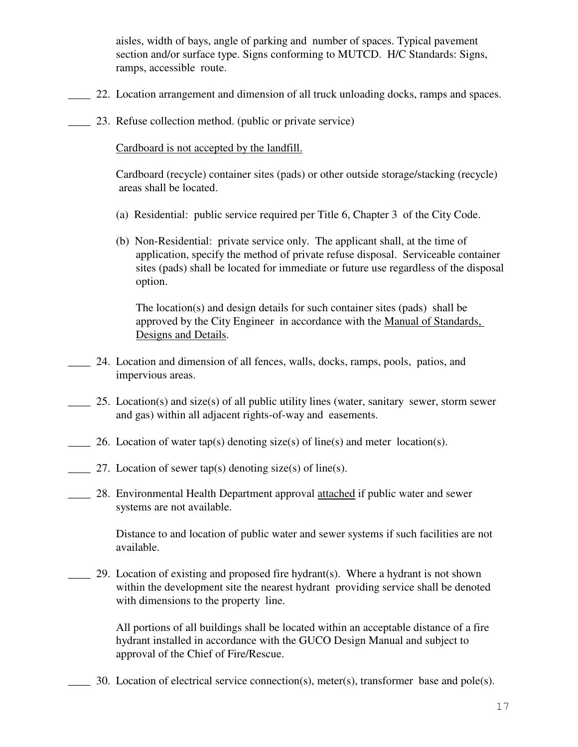aisles, width of bays, angle of parking and number of spaces. Typical pavement section and/or surface type. Signs conforming to MUTCD. H/C Standards: Signs, ramps, accessible route.

____ 22. Location arrangement and dimension of all truck unloading docks, ramps and spaces.

____ 23. Refuse collection method. (public or private service)

<u>Cardboard is not accepted by the landfill.</u>

Cardboard (recycle) container sites (pads) or other outside storage/stacking (recycle) areas shall be located.

(a) Residential: public service required per Title 6, Chapter 3 of the City Code.

(b) Non-Residential: private service only. The applicant shall, at the time of application, specify the method of private refuse disposal. Serviceable container sites (pads) shall be located for immediate or future use regardless of the disposal option.

The location(s) and design details for such container sites (pads) shall be approved by the City Engineer in accordance with the <u>Manual of Standards, Designs and Details</u>.

____ 24. Location and dimension of all fences, walls, docks, ramps, pools, patios, and impervious areas.

____ 25. Location(s) and size(s) of all public utility lines (water, sanitary sewer, storm sewer and gas) within all adjacent rights-of-way and easements.

____ 26. Location of water tap(s) denoting size(s) of line(s) and meter location(s).

____ 27. Location of sewer tap(s) denoting size(s) of line(s).

____ 28. Environmental Health Department approval <u>attached</u> if public water and sewer systems are not available.

Distance to and location of public water and sewer systems if such facilities are not available.

____ 29. Location of existing and proposed fire hydrant(s). Where a hydrant is not shown within the development site the nearest hydrant providing service shall be denoted with dimensions to the property line.

All portions of all buildings shall be located within an acceptable distance of a fire hydrant installed in accordance with the GUCO Design Manual and subject to approval of the Chief of Fire/Rescue.

____ 30. Location of electrical service connection(s), meter(s), transformer base and pole(s).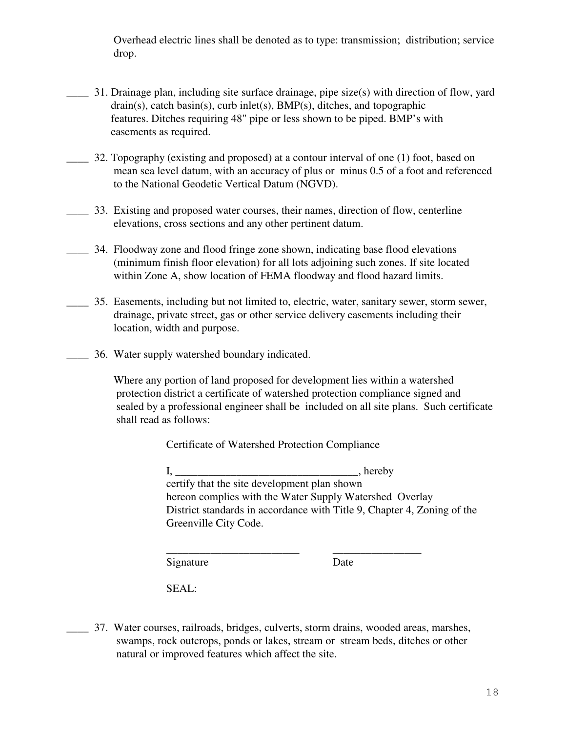Overhead electric lines shall be denoted as to type: transmission; distribution; service drop.

____ 31. Drainage plan, including site surface drainage, pipe size(s) with direction of flow, yard drain(s), catch basin(s), curb inlet(s), BMP(s), ditches, and topographic features. Ditches requiring 48" pipe or less shown to be piped. BMP's with easements as required.

____ 32. Topography (existing and proposed) at a contour interval of one (1) foot, based on mean sea level datum, with an accuracy of plus or minus 0.5 of a foot and referenced to the National Geodetic Vertical Datum (NGVD).

____ 33. Existing and proposed water courses, their names, direction of flow, centerline elevations, cross sections and any other pertinent datum.

____ 34. Floodway zone and flood fringe zone shown, indicating base flood elevations (minimum finish floor elevation) for all lots adjoining such zones. If site located within Zone A, show location of FEMA floodway and flood hazard limits.

____ 35. Easements, including but not limited to, electric, water, sanitary sewer, storm sewer, drainage, private street, gas or other service delivery easements including their location, width and purpose.

____ 36. Water supply watershed boundary indicated.

Where any portion of land proposed for development lies within a watershed protection district a certificate of watershed protection compliance signed and sealed by a professional engineer shall be included on all site plans. Such certificate shall read as follows:

Certificate of Watershed Protection Compliance

I, _________________________________, hereby certify that the site development plan shown hereon complies with the Water Supply Watershed Overlay District standards in accordance with Title 9, Chapter 4, Zoning of the Greenville City Code.

________________________          ________________
Signature                                        Date

SEAL:

____ 37. Water courses, railroads, bridges, culverts, storm drains, wooded areas, marshes, swamps, rock outcrops, ponds or lakes, stream or stream beds, ditches or other natural or improved features which affect the site.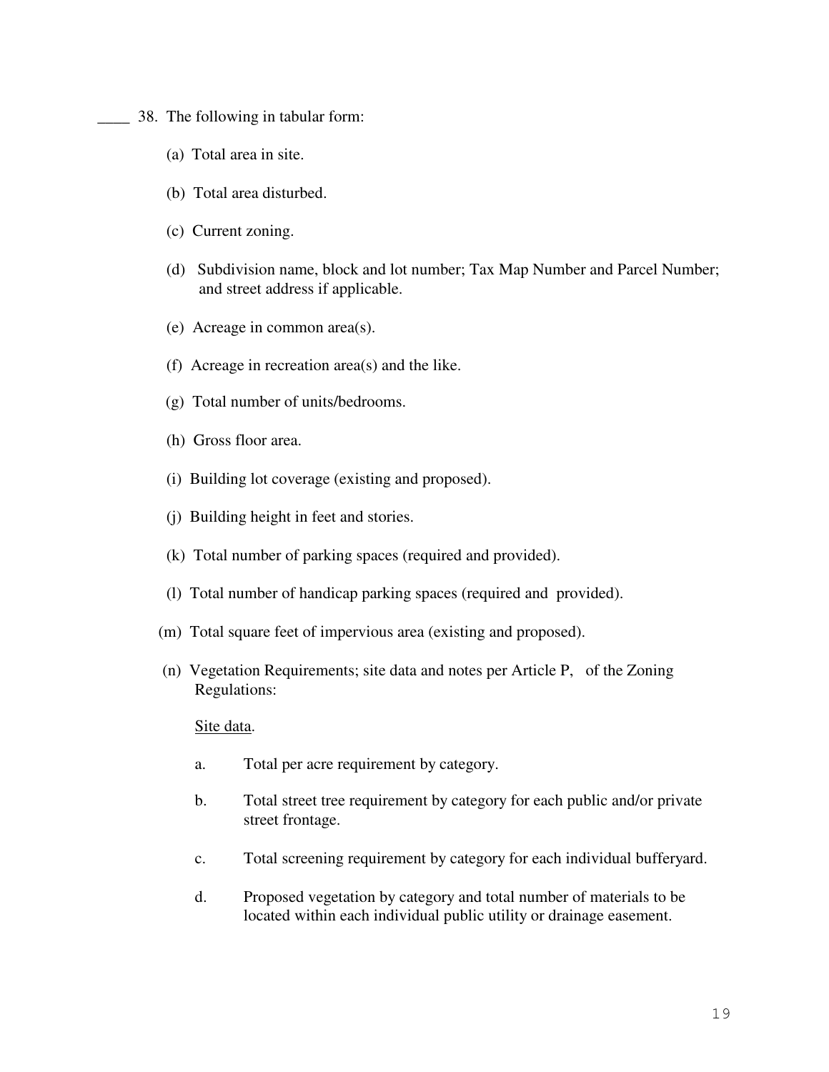____ 38. The following in tabular form:

(a) Total area in site.

(b) Total area disturbed.

(c) Current zoning.

(d) Subdivision name, block and lot number; Tax Map Number and Parcel Number; and street address if applicable.

(e) Acreage in common area(s).

(f) Acreage in recreation area(s) and the like.

(g) Total number of units/bedrooms.

(h) Gross floor area.

(i) Building lot coverage (existing and proposed).

(j) Building height in feet and stories.

(k) Total number of parking spaces (required and provided).

(l) Total number of handicap parking spaces (required and provided).

(m) Total square feet of impervious area (existing and proposed).

(n) Vegetation Requirements; site data and notes per Article P, of the Zoning Regulations:

<u>Site data</u>.

a. Total per acre requirement by category.

b. Total street tree requirement by category for each public and/or private street frontage.

c. Total screening requirement by category for each individual bufferyard.

d. Proposed vegetation by category and total number of materials to be located within each individual public utility or drainage easement.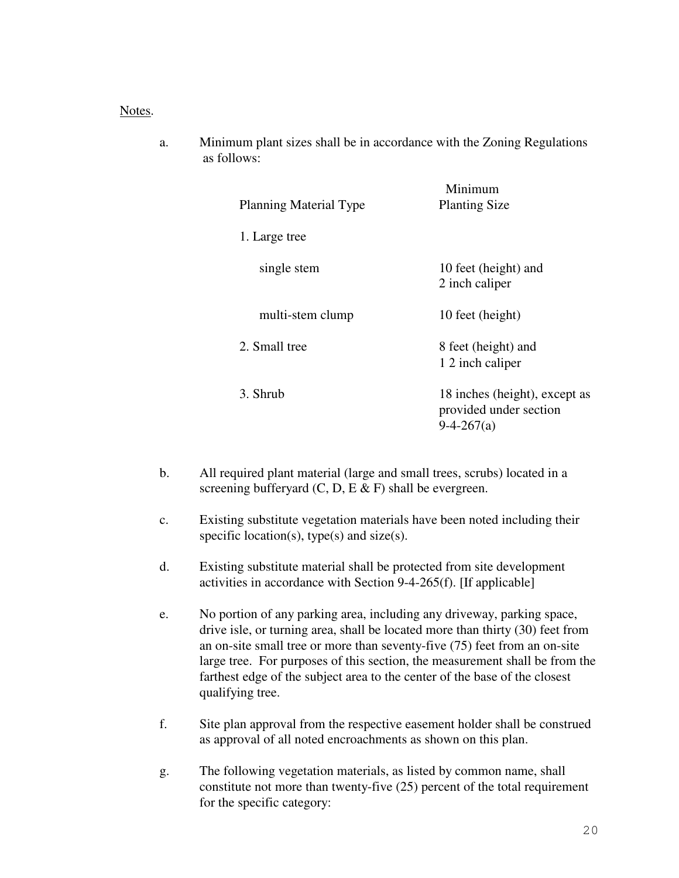Notes.

a. Minimum plant sizes shall be in accordance with the Zoning Regulations as follows:

| Planning Material Type | Minimum Planting Size |
|---|---|
| 1. Large tree | |
| single stem | 10 feet (height) and 2 inch caliper |
| multi-stem clump | 10 feet (height) |
| 2. Small tree | 8 feet (height) and 1 2 inch caliper |
| 3. Shrub | 18 inches (height), except as provided under section 9-4-267(a) |

b. All required plant material (large and small trees, scrubs) located in a screening bufferyard (C, D, E & F) shall be evergreen.

c. Existing substitute vegetation materials have been noted including their specific location(s), type(s) and size(s).

d. Existing substitute material shall be protected from site development activities in accordance with Section 9-4-265(f). [If applicable]

e. No portion of any parking area, including any driveway, parking space, drive isle, or turning area, shall be located more than thirty (30) feet from an on-site small tree or more than seventy-five (75) feet from an on-site large tree. For purposes of this section, the measurement shall be from the farthest edge of the subject area to the center of the base of the closest qualifying tree.

f. Site plan approval from the respective easement holder shall be construed as approval of all noted encroachments as shown on this plan.

g. The following vegetation materials, as listed by common name, shall constitute not more than twenty-five (25) percent of the total requirement for the specific category: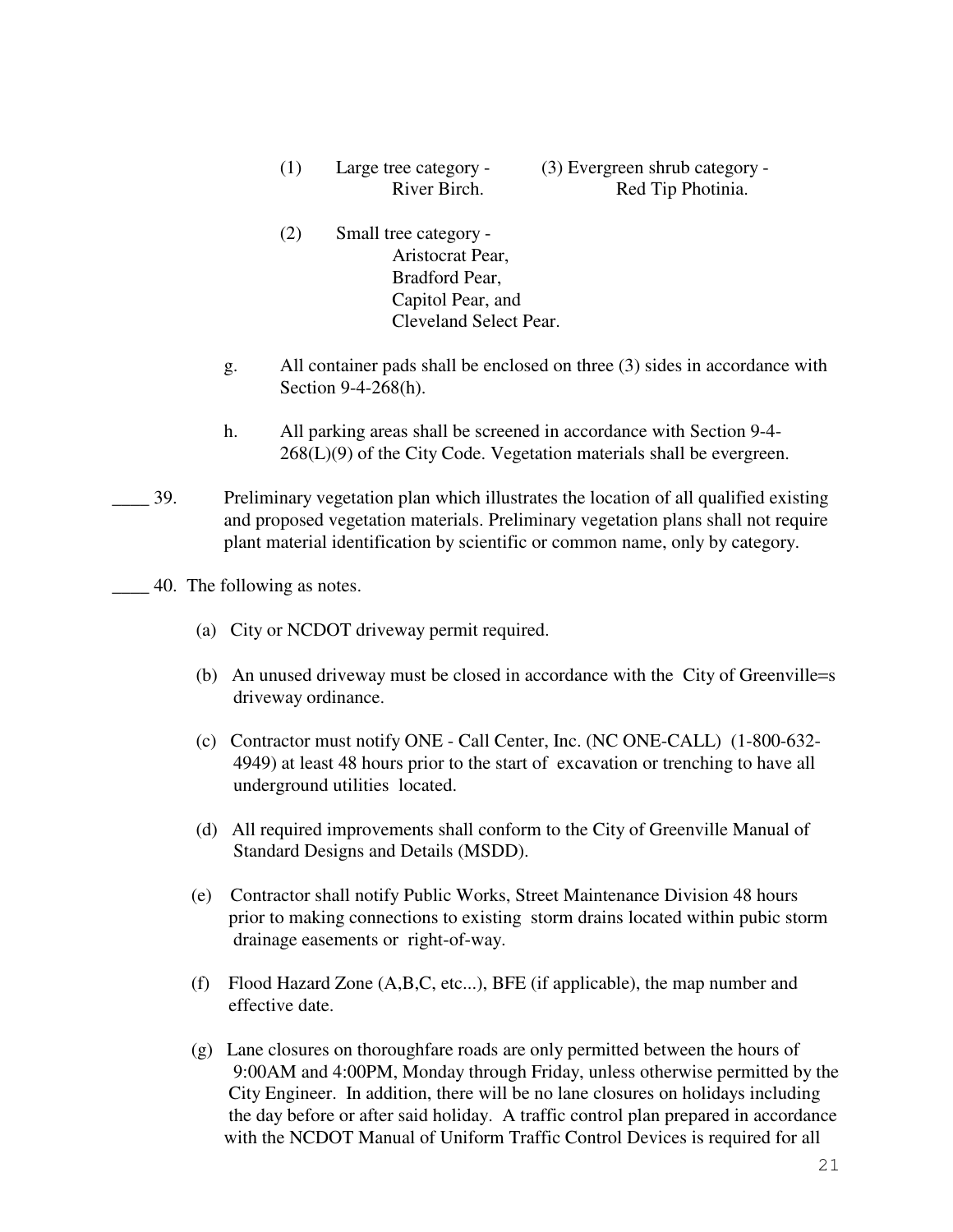(1) Large tree category - River Birch.

(2) Small tree category - Aristocrat Pear, Bradford Pear, Capitol Pear, and Cleveland Select Pear.

(3) Evergreen shrub category - Red Tip Photinia.

g. All container pads shall be enclosed on three (3) sides in accordance with Section 9-4-268(h).

h. All parking areas shall be screened in accordance with Section 9-4-268(L)(9) of the City Code. Vegetation materials shall be evergreen.

____ 39. Preliminary vegetation plan which illustrates the location of all qualified existing and proposed vegetation materials. Preliminary vegetation plans shall not require plant material identification by scientific or common name, only by category.

____ 40. The following as notes.

(a) City or NCDOT driveway permit required.

(b) An unused driveway must be closed in accordance with the City of Greenville=s driveway ordinance.

(c) Contractor must notify ONE - Call Center, Inc. (NC ONE-CALL) (1-800-632-4949) at least 48 hours prior to the start of excavation or trenching to have all underground utilities located.

(d) All required improvements shall conform to the City of Greenville Manual of Standard Designs and Details (MSDD).

(e) Contractor shall notify Public Works, Street Maintenance Division 48 hours prior to making connections to existing storm drains located within pubic storm drainage easements or right-of-way.

(f) Flood Hazard Zone (A,B,C, etc...), BFE (if applicable), the map number and effective date.

(g) Lane closures on thoroughfare roads are only permitted between the hours of 9:00AM and 4:00PM, Monday through Friday, unless otherwise permitted by the City Engineer. In addition, there will be no lane closures on holidays including the day before or after said holiday. A traffic control plan prepared in accordance with the NCDOT Manual of Uniform Traffic Control Devices is required for all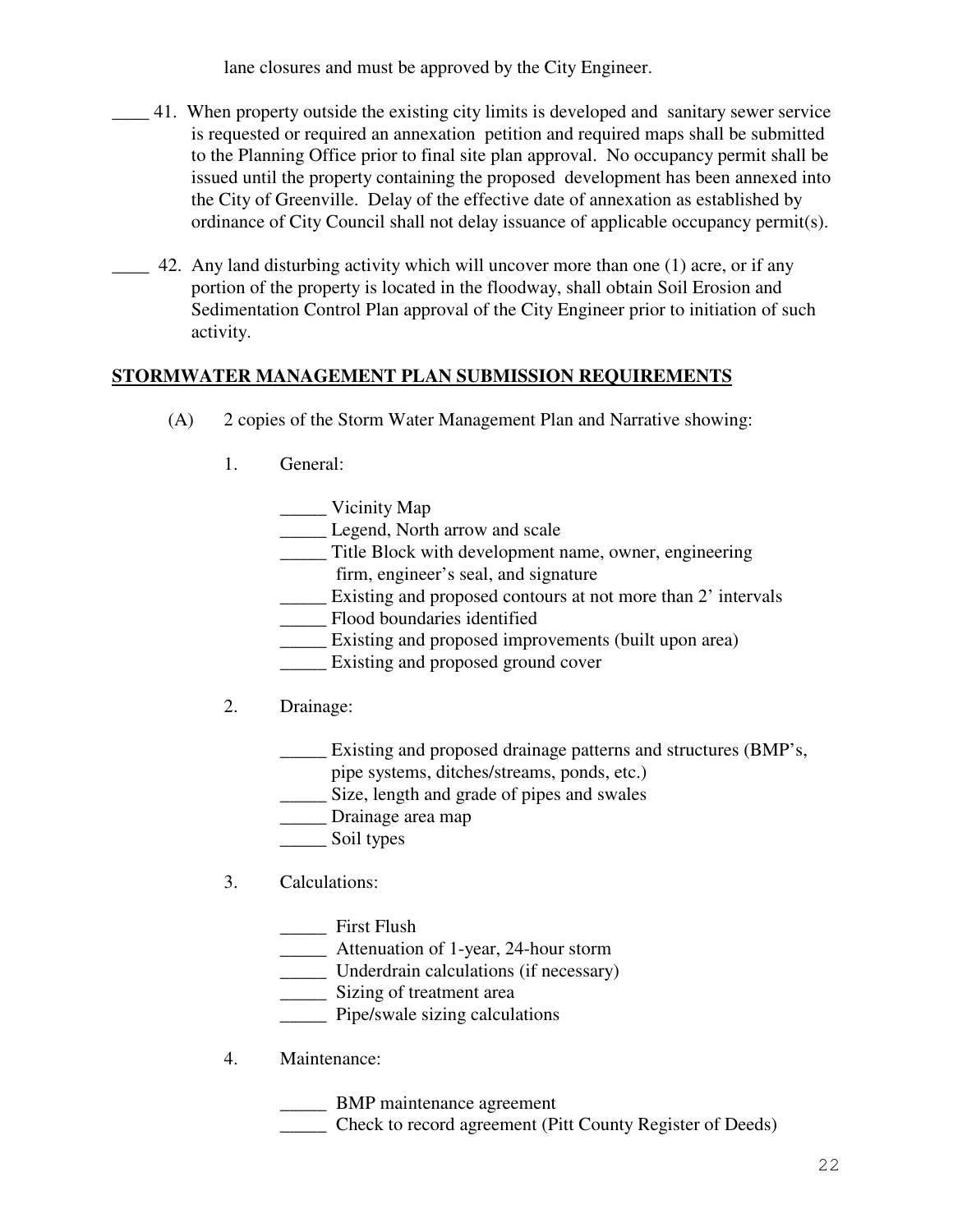lane closures and must be approved by the City Engineer.

____ 41. When property outside the existing city limits is developed and sanitary sewer service is requested or required an annexation petition and required maps shall be submitted to the Planning Office prior to final site plan approval. No occupancy permit shall be issued until the property containing the proposed development has been annexed into the City of Greenville. Delay of the effective date of annexation as established by ordinance of City Council shall not delay issuance of applicable occupancy permit(s).

____ 42. Any land disturbing activity which will uncover more than one (1) acre, or if any portion of the property is located in the floodway, shall obtain Soil Erosion and Sedimentation Control Plan approval of the City Engineer prior to initiation of such activity.

**STORMWATER MANAGEMENT PLAN SUBMISSION REQUIREMENTS**

(A) 2 copies of the Storm Water Management Plan and Narrative showing:

1. General:

   _____ Vicinity Map
   _____ Legend, North arrow and scale
   _____ Title Block with development name, owner, engineering firm, engineer's seal, and signature
   _____ Existing and proposed contours at not more than 2' intervals
   _____ Flood boundaries identified
   _____ Existing and proposed improvements (built upon area)
   _____ Existing and proposed ground cover

2. Drainage:

   _____ Existing and proposed drainage patterns and structures (BMP's, pipe systems, ditches/streams, ponds, etc.)
   _____ Size, length and grade of pipes and swales
   _____ Drainage area map
   _____ Soil types

3. Calculations:

   _____ First Flush
   _____ Attenuation of 1-year, 24-hour storm
   _____ Underdrain calculations (if necessary)
   _____ Sizing of treatment area
   _____ Pipe/swale sizing calculations

4. Maintenance:

   _____ BMP maintenance agreement
   _____ Check to record agreement (Pitt County Register of Deeds)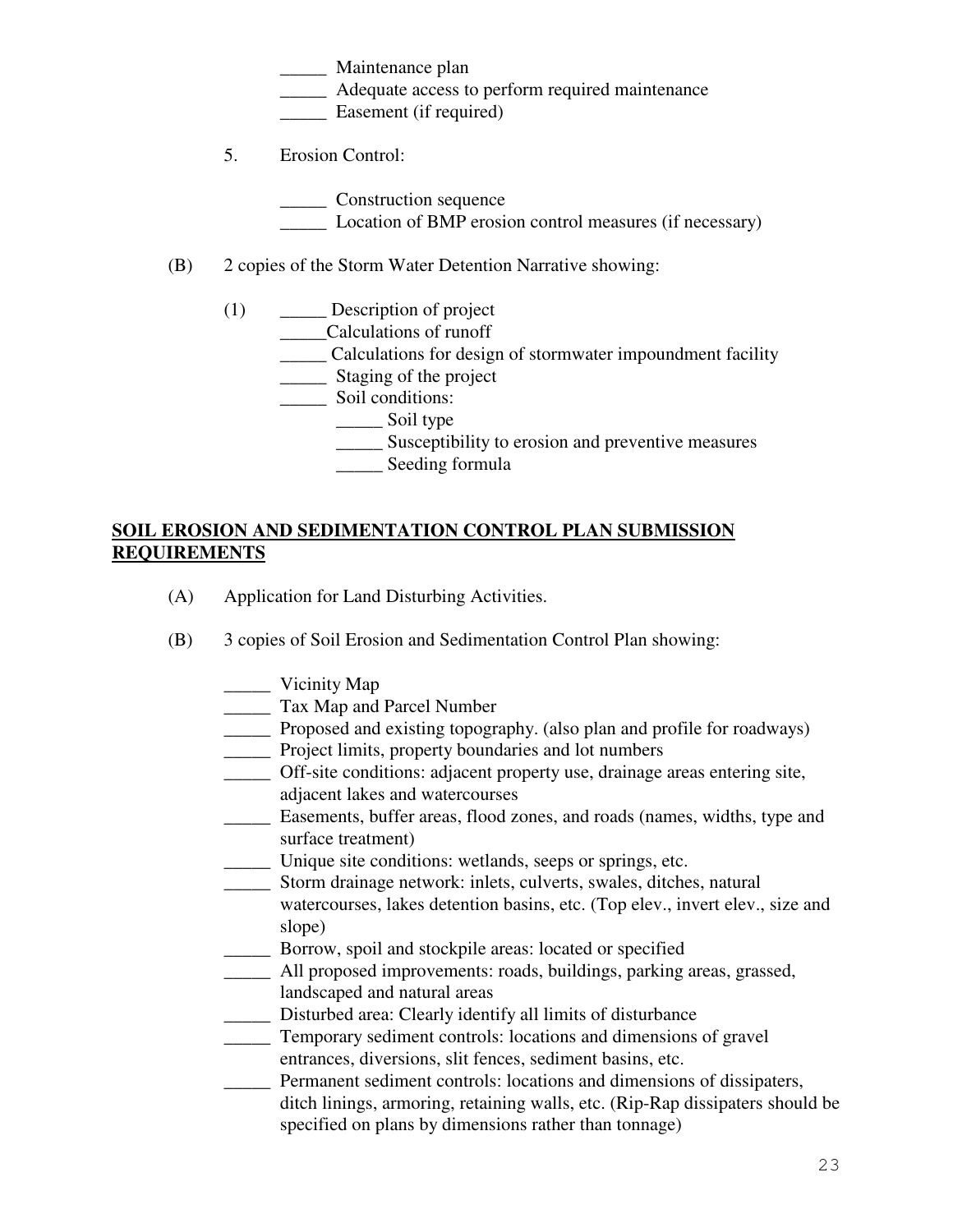_____ Maintenance plan
_____ Adequate access to perform required maintenance
_____ Easement (if required)

5. Erosion Control:

_____ Construction sequence
_____ Location of BMP erosion control measures (if necessary)

(B) 2 copies of the Storm Water Detention Narrative showing:

(1) _____ Description of project
_____Calculations of runoff
_____ Calculations for design of stormwater impoundment facility
_____ Staging of the project
_____ Soil conditions:
_____ Soil type
_____ Susceptibility to erosion and preventive measures
_____ Seeding formula

## SOIL EROSION AND SEDIMENTATION CONTROL PLAN SUBMISSION REQUIREMENTS

(A) Application for Land Disturbing Activities.

(B) 3 copies of Soil Erosion and Sedimentation Control Plan showing:

_____ Vicinity Map
_____ Tax Map and Parcel Number
_____ Proposed and existing topography. (also plan and profile for roadways)
_____ Project limits, property boundaries and lot numbers
_____ Off-site conditions: adjacent property use, drainage areas entering site, adjacent lakes and watercourses
_____ Easements, buffer areas, flood zones, and roads (names, widths, type and surface treatment)
_____ Unique site conditions: wetlands, seeps or springs, etc.
_____ Storm drainage network: inlets, culverts, swales, ditches, natural watercourses, lakes detention basins, etc. (Top elev., invert elev., size and slope)
_____ Borrow, spoil and stockpile areas: located or specified
_____ All proposed improvements: roads, buildings, parking areas, grassed, landscaped and natural areas
_____ Disturbed area: Clearly identify all limits of disturbance
_____ Temporary sediment controls: locations and dimensions of gravel entrances, diversions, slit fences, sediment basins, etc.
_____ Permanent sediment controls: locations and dimensions of dissipaters, ditch linings, armoring, retaining walls, etc. (Rip-Rap dissipaters should be specified on plans by dimensions rather than tonnage)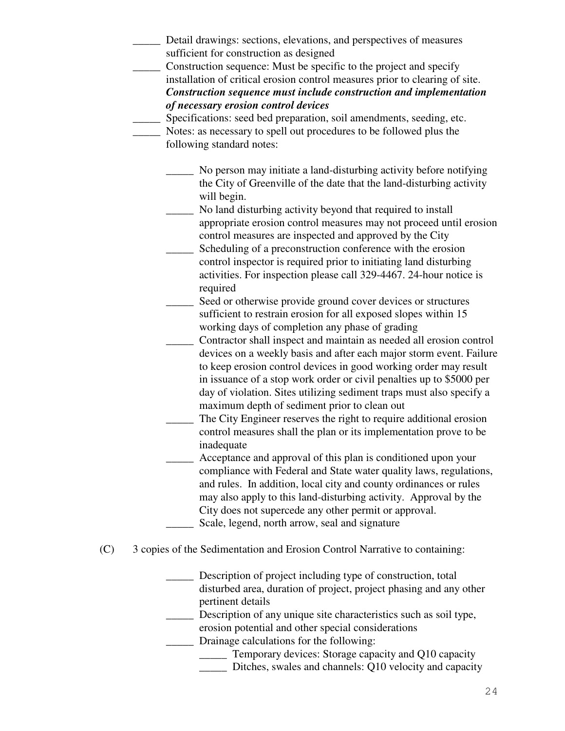_____ Detail drawings: sections, elevations, and perspectives of measures sufficient for construction as designed

_____ Construction sequence: Must be specific to the project and specify installation of critical erosion control measures prior to clearing of site. ***Construction sequence must include construction and implementation of necessary erosion control devices***

_____ Specifications: seed bed preparation, soil amendments, seeding, etc.

_____ Notes: as necessary to spell out procedures to be followed plus the following standard notes:

> _____ No person may initiate a land-disturbing activity before notifying the City of Greenville of the date that the land-disturbing activity will begin.
>
> _____ No land disturbing activity beyond that required to install appropriate erosion control measures may not proceed until erosion control measures are inspected and approved by the City
>
> _____ Scheduling of a preconstruction conference with the erosion control inspector is required prior to initiating land disturbing activities. For inspection please call 329-4467. 24-hour notice is required
>
> _____ Seed or otherwise provide ground cover devices or structures sufficient to restrain erosion for all exposed slopes within 15 working days of completion any phase of grading
>
> _____ Contractor shall inspect and maintain as needed all erosion control devices on a weekly basis and after each major storm event. Failure to keep erosion control devices in good working order may result in issuance of a stop work order or civil penalties up to $5000 per day of violation. Sites utilizing sediment traps must also specify a maximum depth of sediment prior to clean out
>
> _____ The City Engineer reserves the right to require additional erosion control measures shall the plan or its implementation prove to be inadequate
>
> _____ Acceptance and approval of this plan is conditioned upon your compliance with Federal and State water quality laws, regulations, and rules. In addition, local city and county ordinances or rules may also apply to this land-disturbing activity. Approval by the City does not supercede any other permit or approval.
>
> _____ Scale, legend, north arrow, seal and signature

(C) 3 copies of the Sedimentation and Erosion Control Narrative to containing:

> _____ Description of project including type of construction, total disturbed area, duration of project, project phasing and any other pertinent details
>
> _____ Description of any unique site characteristics such as soil type, erosion potential and other special considerations
>
> _____ Drainage calculations for the following:
>
> > _____ Temporary devices: Storage capacity and Q10 capacity
> >
> > _____ Ditches, swales and channels: Q10 velocity and capacity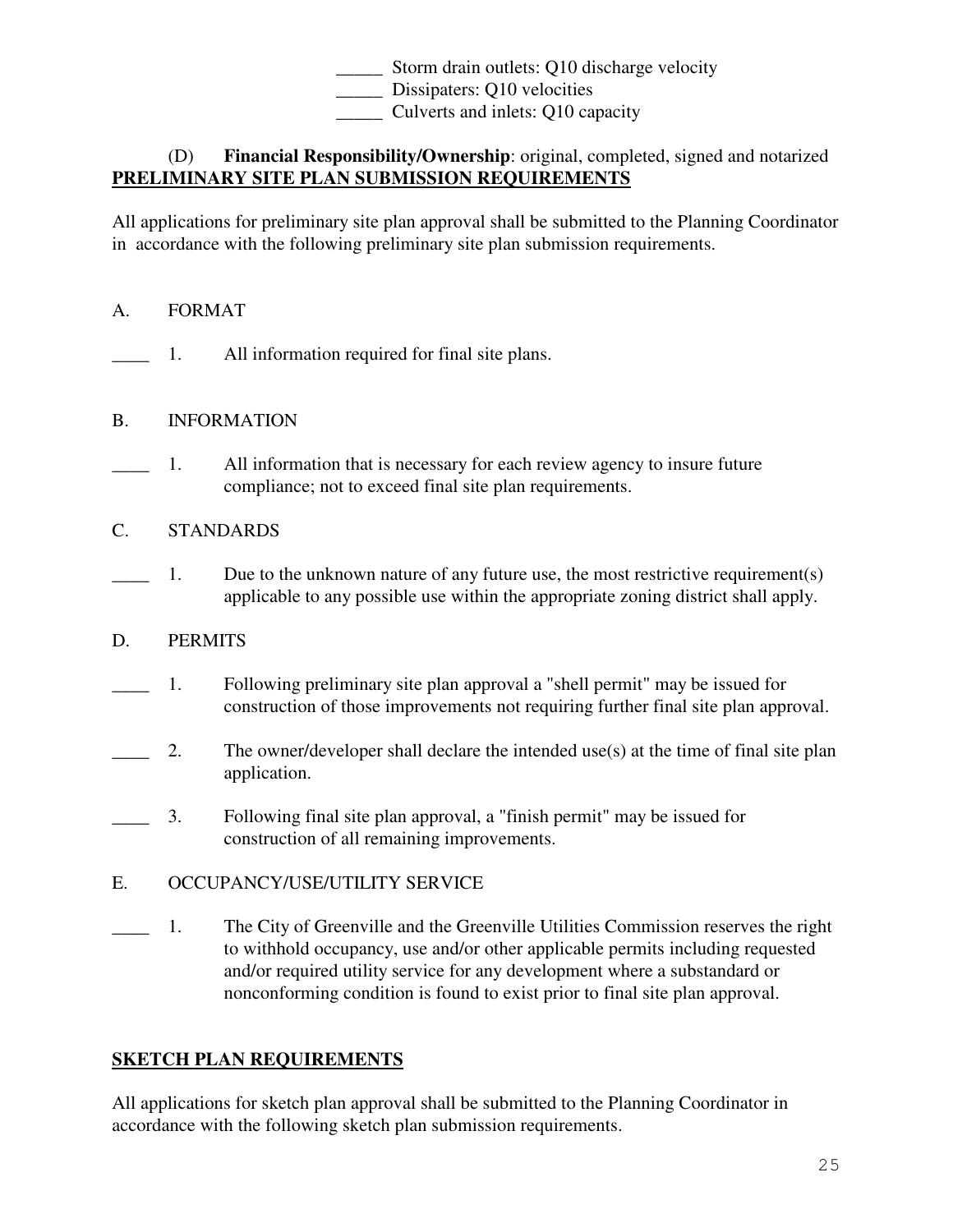_____ Storm drain outlets: Q10 discharge velocity
_____ Dissipaters: Q10 velocities
_____ Culverts and inlets: Q10 capacity

(D) **Financial Responsibility/Ownership**: original, completed, signed and notarized

**PRELIMINARY SITE PLAN SUBMISSION REQUIREMENTS**

All applications for preliminary site plan approval shall be submitted to the Planning Coordinator in accordance with the following preliminary site plan submission requirements.

A. FORMAT

____ 1. All information required for final site plans.

B. INFORMATION

____ 1. All information that is necessary for each review agency to insure future compliance; not to exceed final site plan requirements.

C. STANDARDS

____ 1. Due to the unknown nature of any future use, the most restrictive requirement(s) applicable to any possible use within the appropriate zoning district shall apply.

D. PERMITS

____ 1. Following preliminary site plan approval a "shell permit" may be issued for construction of those improvements not requiring further final site plan approval.

____ 2. The owner/developer shall declare the intended use(s) at the time of final site plan application.

____ 3. Following final site plan approval, a "finish permit" may be issued for construction of all remaining improvements.

E. OCCUPANCY/USE/UTILITY SERVICE

____ 1. The City of Greenville and the Greenville Utilities Commission reserves the right to withhold occupancy, use and/or other applicable permits including requested and/or required utility service for any development where a substandard or nonconforming condition is found to exist prior to final site plan approval.

**SKETCH PLAN REQUIREMENTS**

All applications for sketch plan approval shall be submitted to the Planning Coordinator in accordance with the following sketch plan submission requirements.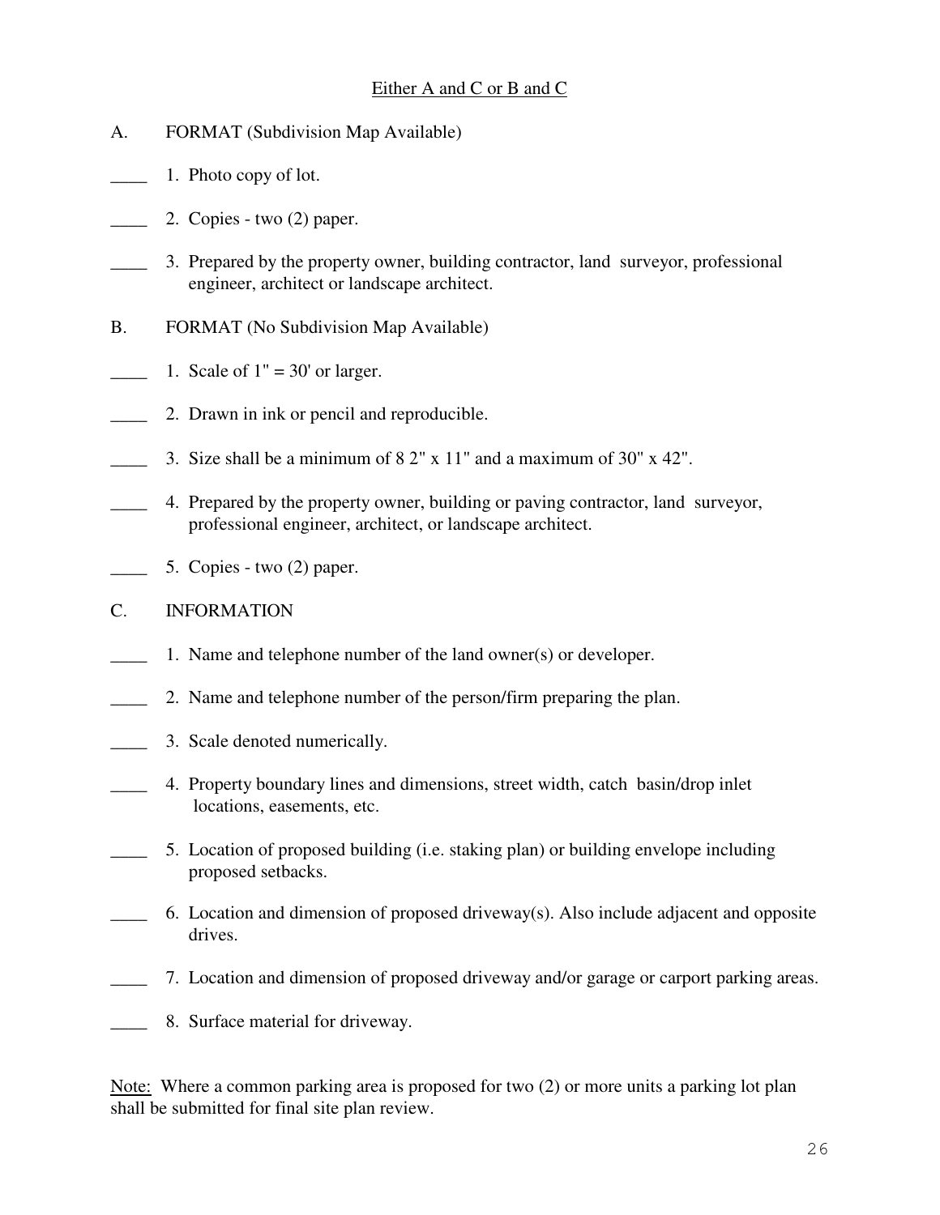Either A and C or B and C

A. FORMAT (Subdivision Map Available)

____ 1. Photo copy of lot.

____ 2. Copies - two (2) paper.

____ 3. Prepared by the property owner, building contractor, land surveyor, professional engineer, architect or landscape architect.

B. FORMAT (No Subdivision Map Available)

____ 1. Scale of 1" = 30' or larger.

____ 2. Drawn in ink or pencil and reproducible.

____ 3. Size shall be a minimum of 8 2" x 11" and a maximum of 30" x 42".

____ 4. Prepared by the property owner, building or paving contractor, land surveyor, professional engineer, architect, or landscape architect.

____ 5. Copies - two (2) paper.

C. INFORMATION

____ 1. Name and telephone number of the land owner(s) or developer.

____ 2. Name and telephone number of the person/firm preparing the plan.

____ 3. Scale denoted numerically.

____ 4. Property boundary lines and dimensions, street width, catch basin/drop inlet locations, easements, etc.

____ 5. Location of proposed building (i.e. staking plan) or building envelope including proposed setbacks.

____ 6. Location and dimension of proposed driveway(s). Also include adjacent and opposite drives.

____ 7. Location and dimension of proposed driveway and/or garage or carport parking areas.

____ 8. Surface material for driveway.

Note: Where a common parking area is proposed for two (2) or more units a parking lot plan shall be submitted for final site plan review.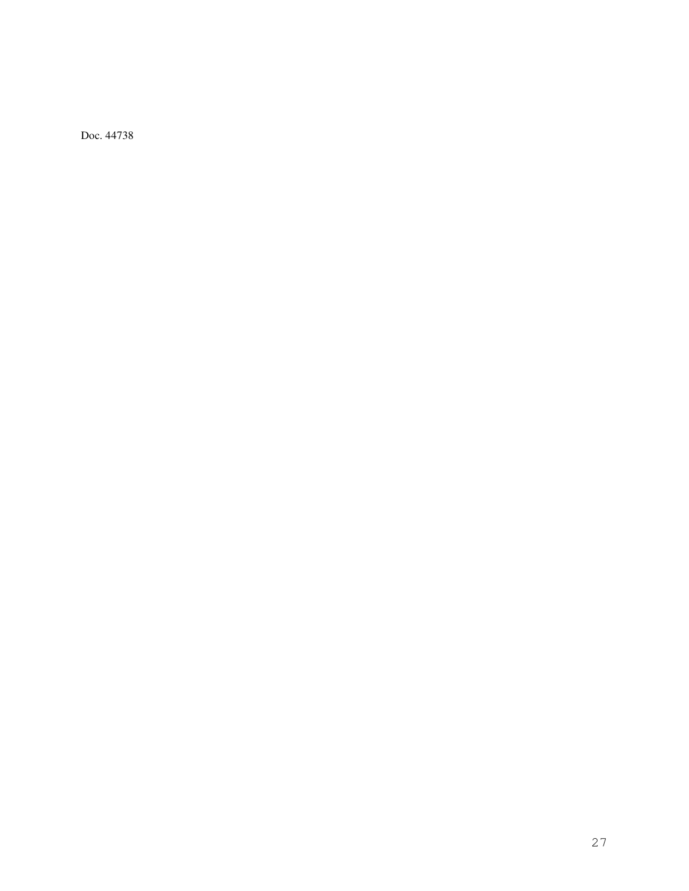Doc. 44738